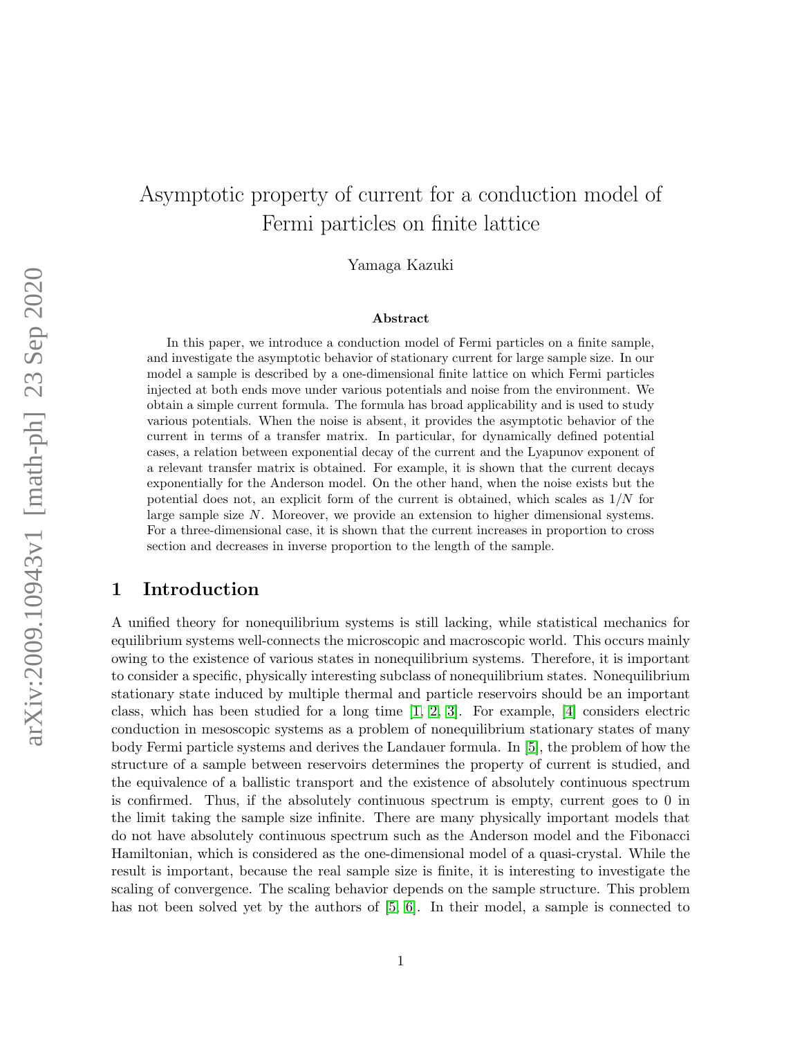# Asymptotic property of current for a conduction model of Fermi particles on finite lattice

Yamaga Kazuki

## Abstract

In this paper, we introduce a conduction model of Fermi particles on a finite sample, and investigate the asymptotic behavior of stationary current for large sample size. In our model a sample is described by a one-dimensional finite lattice on which Fermi particles injected at both ends move under various potentials and noise from the environment. We obtain a simple current formula. The formula has broad applicability and is used to study various potentials. When the noise is absent, it provides the asymptotic behavior of the current in terms of a transfer matrix. In particular, for dynamically defined potential cases, a relation between exponential decay of the current and the Lyapunov exponent of a relevant transfer matrix is obtained. For example, it is shown that the current decays exponentially for the Anderson model. On the other hand, when the noise exists but the potential does not, an explicit form of the current is obtained, which scales as $1/N$ for large sample size $N$. Moreover, we provide an extension to higher dimensional systems. For a three-dimensional case, it is shown that the current increases in proportion to cross section and decreases in inverse proportion to the length of the sample.

## 1 Introduction

A unified theory for nonequilibrium systems is still lacking, while statistical mechanics for equilibrium systems well-connects the microscopic and macroscopic world. This occurs mainly owing to the existence of various states in nonequilibrium systems. Therefore, it is important to consider a specific, physically interesting subclass of nonequilibrium states. Nonequilibrium stationary state induced by multiple thermal and particle reservoirs should be an important class, which has been studied for a long time [1, 2, 3]. For example, [4] considers electric conduction in mesoscopic systems as a problem of nonequilibrium stationary states of many body Fermi particle systems and derives the Landauer formula. In [5], the problem of how the structure of a sample between reservoirs determines the property of current is studied, and the equivalence of a ballistic transport and the existence of absolutely continuous spectrum is confirmed. Thus, if the absolutely continuous spectrum is empty, current goes to 0 in the limit taking the sample size infinite. There are many physically important models that do not have absolutely continuous spectrum such as the Anderson model and the Fibonacci Hamiltonian, which is considered as the one-dimensional model of a quasi-crystal. While the result is important, because the real sample size is finite, it is interesting to investigate the scaling of convergence. The scaling behavior depends on the sample structure. This problem has not been solved yet by the authors of [5, 6]. In their model, a sample is connected to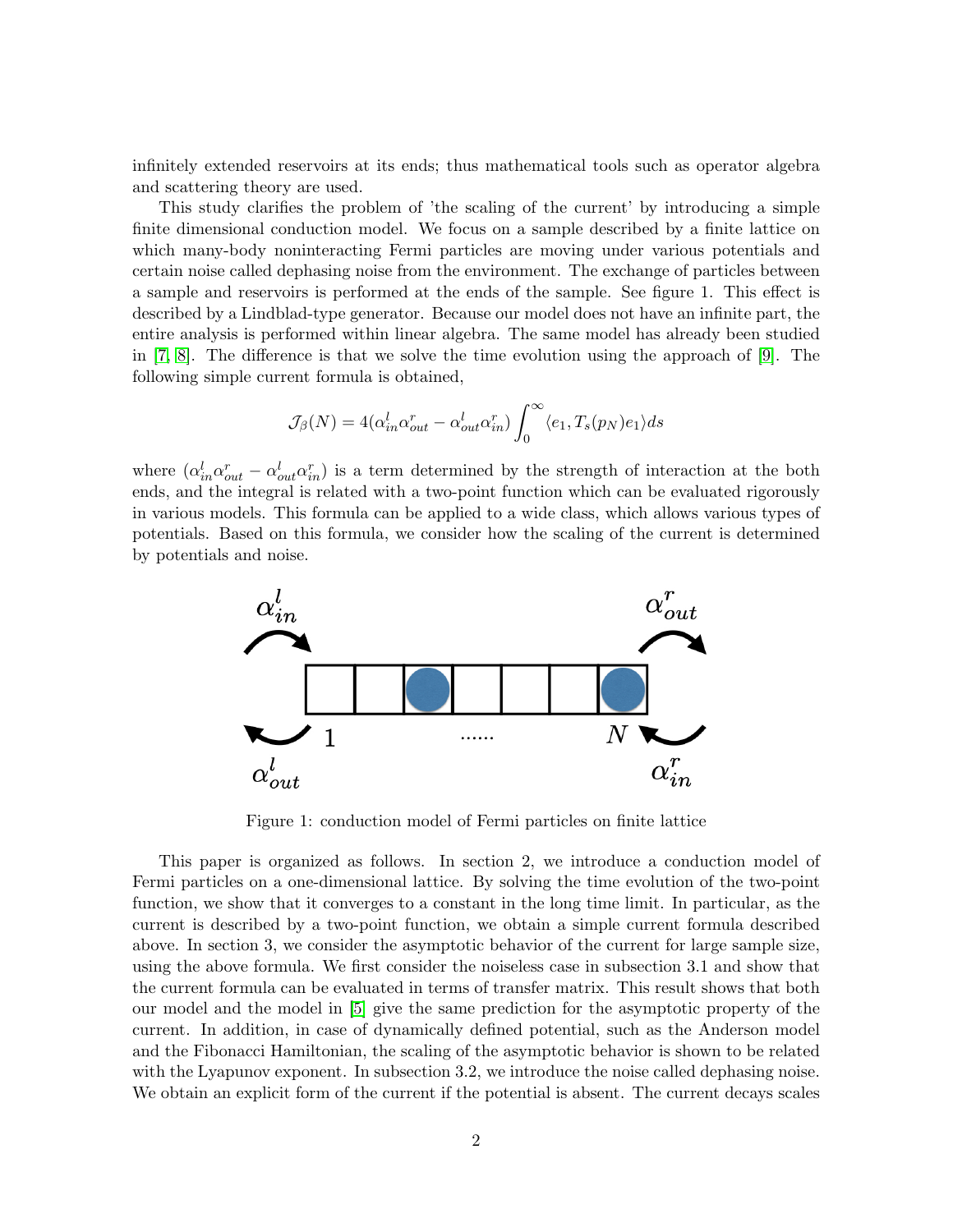infinitely extended reservoirs at its ends; thus mathematical tools such as operator algebra and scattering theory are used.

This study clarifies the problem of 'the scaling of the current' by introducing a simple finite dimensional conduction model. We focus on a sample described by a finite lattice on which many-body noninteracting Fermi particles are moving under various potentials and certain noise called dephasing noise from the environment. The exchange of particles between a sample and reservoirs is performed at the ends of the sample. See figure 1. This effect is described by a Lindblad-type generator. Because our model does not have an infinite part, the entire analysis is performed within linear algebra. The same model has already been studied in [7, 8]. The difference is that we solve the time evolution using the approach of [9]. The following simple current formula is obtained,

$$\mathcal{J}_\beta(N) = 4(\alpha^l_{in}\alpha^r_{out} - \alpha^l_{out}\alpha^r_{in}) \int_0^\infty \langle e_1, T_s(p_N)e_1\rangle ds$$

where $(\alpha^l_{in}\alpha^r_{out} - \alpha^l_{out}\alpha^r_{in})$ is a term determined by the strength of interaction at the both ends, and the integral is related with a two-point function which can be evaluated rigorously in various models. This formula can be applied to a wide class, which allows various types of potentials. Based on this formula, we consider how the scaling of the current is determined by potentials and noise.

Figure 1: conduction model of Fermi particles on finite lattice

This paper is organized as follows. In section 2, we introduce a conduction model of Fermi particles on a one-dimensional lattice. By solving the time evolution of the two-point function, we show that it converges to a constant in the long time limit. In particular, as the current is described by a two-point function, we obtain a simple current formula described above. In section 3, we consider the asymptotic behavior of the current for large sample size, using the above formula. We first consider the noiseless case in subsection 3.1 and show that the current formula can be evaluated in terms of transfer matrix. This result shows that both our model and the model in [5] give the same prediction for the asymptotic property of the current. In addition, in case of dynamically defined potential, such as the Anderson model and the Fibonacci Hamiltonian, the scaling of the asymptotic behavior is shown to be related with the Lyapunov exponent. In subsection 3.2, we introduce the noise called dephasing noise. We obtain an explicit form of the current if the potential is absent. The current decays scales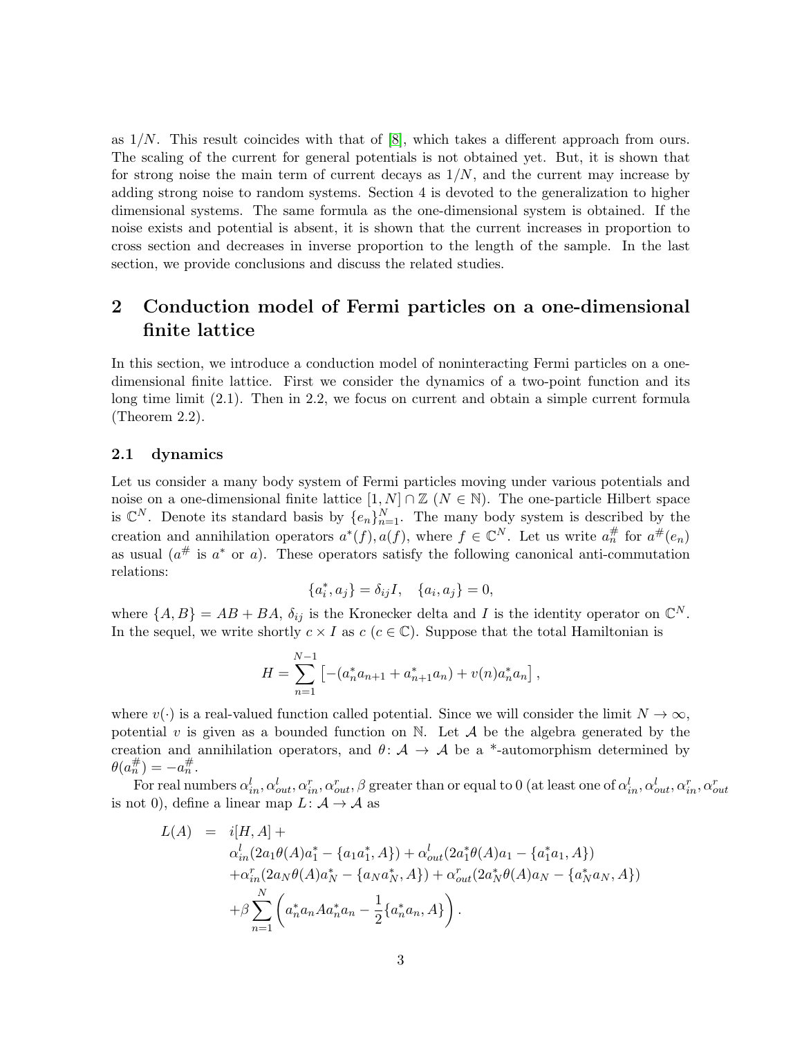as $1/N$. This result coincides with that of [8], which takes a different approach from ours. The scaling of the current for general potentials is not obtained yet. But, it is shown that for strong noise the main term of current decays as $1/N$, and the current may increase by adding strong noise to random systems. Section 4 is devoted to the generalization to higher dimensional systems. The same formula as the one-dimensional system is obtained. If the noise exists and potential is absent, it is shown that the current increases in proportion to cross section and decreases in inverse proportion to the length of the sample. In the last section, we provide conclusions and discuss the related studies.

## 2 Conduction model of Fermi particles on a one-dimensional finite lattice

In this section, we introduce a conduction model of noninteracting Fermi particles on a one-dimensional finite lattice. First we consider the dynamics of a two-point function and its long time limit (2.1). Then in 2.2, we focus on current and obtain a simple current formula (Theorem 2.2).

### 2.1 dynamics

Let us consider a many body system of Fermi particles moving under various potentials and noise on a one-dimensional finite lattice $[1, N] \cap \mathbb{Z}$ ($N \in \mathbb{N}$). The one-particle Hilbert space is $\mathbb{C}^N$. Denote its standard basis by $\{e_n\}_{n=1}^N$. The many body system is described by the creation and annihilation operators $a^*(f), a(f)$, where $f \in \mathbb{C}^N$. Let us write $a_n^\#$ for $a^\#(e_n)$ as usual ($a^\#$ is $a^*$ or $a$). These operators satisfy the following canonical anti-commutation relations:

$$\{a_i^*, a_j\} = \delta_{ij} I, \quad \{a_i, a_j\} = 0,$$

where $\{A, B\} = AB + BA$, $\delta_{ij}$ is the Kronecker delta and $I$ is the identity operator on $\mathbb{C}^N$. In the sequel, we write shortly $c \times I$ as $c$ ($c \in \mathbb{C}$). Suppose that the total Hamiltonian is

$$H = \sum_{n=1}^{N-1} \left[ -(a_n^* a_{n+1} + a_{n+1}^* a_n) + v(n) a_n^* a_n \right],$$

where $v(\cdot)$ is a real-valued function called potential. Since we will consider the limit $N \to \infty$, potential $v$ is given as a bounded function on $\mathbb{N}$. Let $\mathcal{A}$ be the algebra generated by the creation and annihilation operators, and $\theta \colon \mathcal{A} \to \mathcal{A}$ be a \*-automorphism determined by $\theta(a_n^\#) = -a_n^\#$.

For real numbers $\alpha_{in}^l, \alpha_{out}^l, \alpha_{in}^r, \alpha_{out}^r, \beta$ greater than or equal to 0 (at least one of $\alpha_{in}^l, \alpha_{out}^l, \alpha_{in}^r, \alpha_{out}^r$ is not 0), define a linear map $L \colon \mathcal{A} \to \mathcal{A}$ as

$$\begin{aligned}
L(A) &= i[H, A] + \\
&\quad \alpha_{in}^l (2a_1 \theta(A) a_1^* - \{a_1 a_1^*, A\}) + \alpha_{out}^l (2a_1^* \theta(A) a_1 - \{a_1^* a_1, A\}) \\
&\quad + \alpha_{in}^r (2a_N \theta(A) a_N^* - \{a_N a_N^*, A\}) + \alpha_{out}^r (2a_N^* \theta(A) a_N - \{a_N^* a_N, A\}) \\
&\quad + \beta \sum_{n=1}^{N} \left( a_n^* a_n A a_n^* a_n - \frac{1}{2} \{a_n^* a_n, A\} \right).
\end{aligned}$$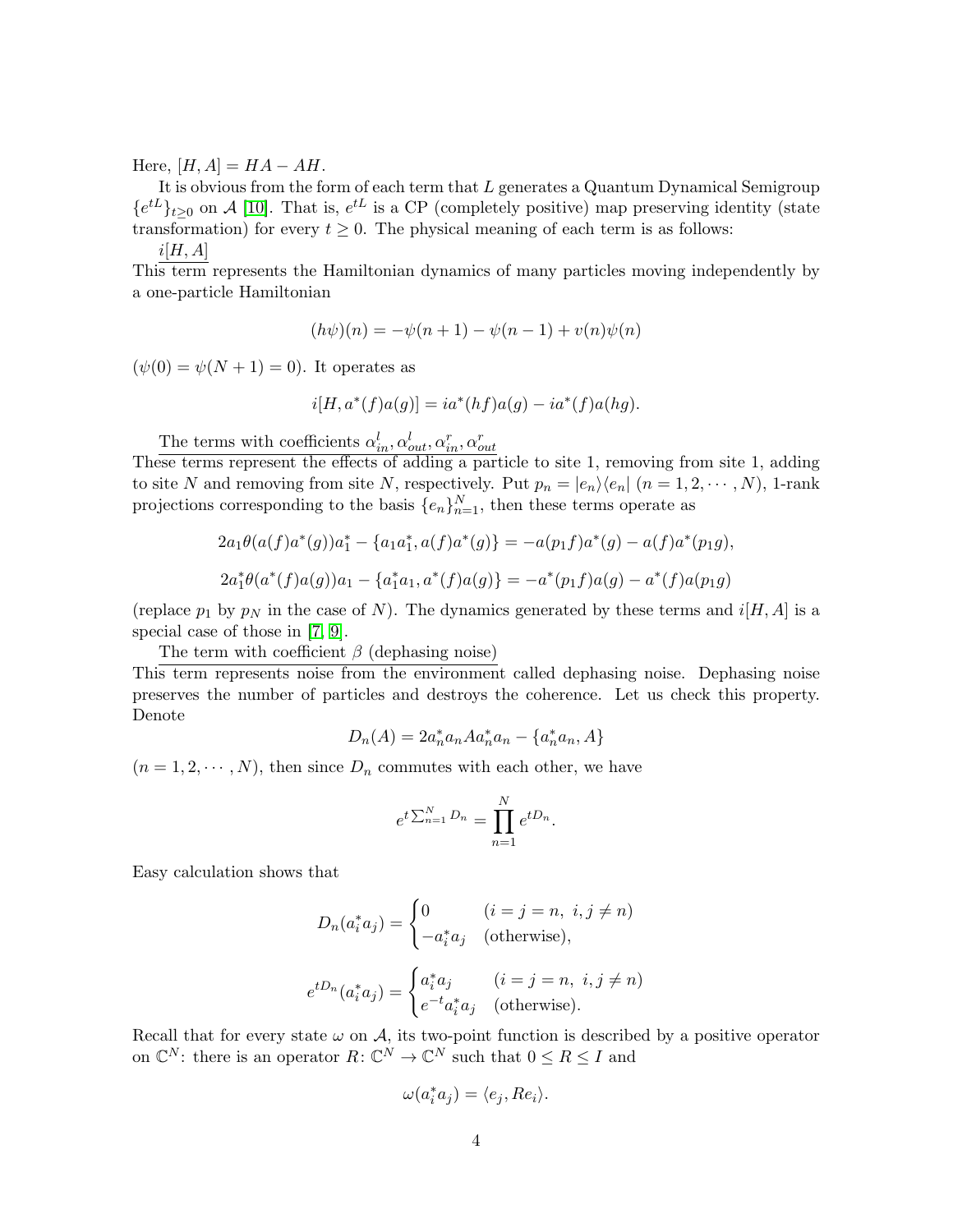Here, $[H, A] = HA - AH$.

It is obvious from the form of each term that $L$ generates a Quantum Dynamical Semigroup $\{e^{tL}\}_{t\geq 0}$ on $\mathcal{A}$ [10]. That is, $e^{tL}$ is a CP (completely positive) map preserving identity (state transformation) for every $t \geq 0$. The physical meaning of each term is as follows:

<u>$i[H, A]$</u>

This term represents the Hamiltonian dynamics of many particles moving independently by a one-particle Hamiltonian

$$(h\psi)(n) = -\psi(n+1) - \psi(n-1) + v(n)\psi(n)$$

($\psi(0) = \psi(N+1) = 0$). It operates as

$$i[H, a^*(f)a(g)] = ia^*(hf)a(g) - ia^*(f)a(hg).$$

<u>The terms with coefficients $\alpha^l_{in}, \alpha^l_{out}, \alpha^r_{in}, \alpha^r_{out}$</u>

These terms represent the effects of adding a particle to site 1, removing from site 1, adding to site $N$ and removing from site $N$, respectively. Put $p_n = |e_n\rangle\langle e_n|$ ($n = 1, 2, \cdots, N$), 1-rank projections corresponding to the basis $\{e_n\}_{n=1}^N$, then these terms operate as

$$2a_1\theta(a(f)a^*(g))a_1^* - \{a_1a_1^*, a(f)a^*(g)\} = -a(p_1f)a^*(g) - a(f)a^*(p_1g),$$

$$2a_1^*\theta(a^*(f)a(g))a_1 - \{a_1^*a_1, a^*(f)a(g)\} = -a^*(p_1f)a(g) - a^*(f)a(p_1g)$$

(replace $p_1$ by $p_N$ in the case of $N$). The dynamics generated by these terms and $i[H, A]$ is a special case of those in [7, 9].

<u>The term with coefficient $\beta$ (dephasing noise)</u>

This term represents noise from the environment called dephasing noise. Dephasing noise preserves the number of particles and destroys the coherence. Let us check this property. Denote

$$D_n(A) = 2a_n^*a_nAa_n^*a_n - \{a_n^*a_n, A\}$$

($n = 1, 2, \cdots, N$), then since $D_n$ commutes with each other, we have

$$e^{t\sum_{n=1}^N D_n} = \prod_{n=1}^N e^{tD_n}.$$

Easy calculation shows that

$$D_n(a_i^*a_j) = \begin{cases} 0 & (i = j = n,\ i, j \neq n) \\ -a_i^*a_j & (\text{otherwise}), \end{cases}$$

$$e^{tD_n}(a_i^*a_j) = \begin{cases} a_i^*a_j & (i = j = n,\ i, j \neq n) \\ e^{-t}a_i^*a_j & (\text{otherwise}). \end{cases}$$

Recall that for every state $\omega$ on $\mathcal{A}$, its two-point function is described by a positive operator on $\mathbb{C}^N$: there is an operator $R\colon \mathbb{C}^N \to \mathbb{C}^N$ such that $0 \leq R \leq I$ and

$$\omega(a_i^*a_j) = \langle e_j, Re_i\rangle.$$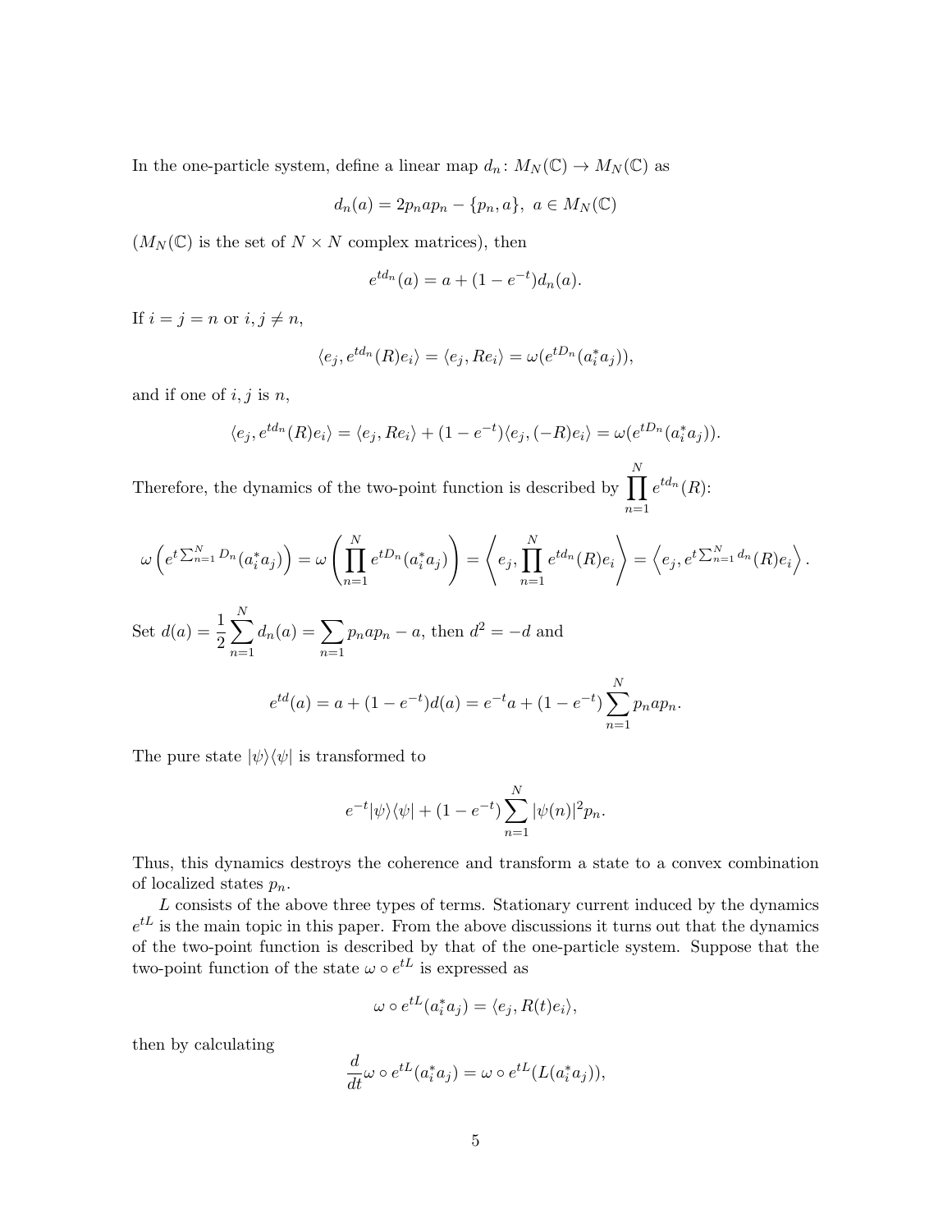In the one-particle system, define a linear map $d_n \colon M_N(\mathbb{C}) \to M_N(\mathbb{C})$ as

$$d_n(a) = 2p_n a p_n - \{p_n, a\},\ a \in M_N(\mathbb{C})$$

($M_N(\mathbb{C})$ is the set of $N \times N$ complex matrices), then

$$e^{td_n}(a) = a + (1 - e^{-t})d_n(a).$$

If $i = j = n$ or $i, j \neq n$,

$$\langle e_j, e^{td_n}(R)e_i \rangle = \langle e_j, Re_i \rangle = \omega(e^{tD_n}(a_i^* a_j)),$$

and if one of $i, j$ is $n$,

$$\langle e_j, e^{td_n}(R)e_i \rangle = \langle e_j, Re_i \rangle + (1 - e^{-t})\langle e_j, (-R)e_i \rangle = \omega(e^{tD_n}(a_i^* a_j)).$$

Therefore, the dynamics of the two-point function is described by $\prod_{n=1}^{N} e^{td_n}(R)$:

$$\omega\left(e^{t\sum_{n=1}^{N} D_n}(a_i^* a_j)\right) = \omega\left(\prod_{n=1}^{N} e^{tD_n}(a_i^* a_j)\right) = \left\langle e_j, \prod_{n=1}^{N} e^{td_n}(R)e_i \right\rangle = \left\langle e_j, e^{t\sum_{n=1}^{N} d_n}(R)e_i \right\rangle.$$

Set $d(a) = \dfrac{1}{2}\sum_{n=1}^{N} d_n(a) = \sum_{n=1} p_n a p_n - a$, then $d^2 = -d$ and

$$e^{td}(a) = a + (1 - e^{-t})d(a) = e^{-t}a + (1 - e^{-t})\sum_{n=1}^{N} p_n a p_n.$$

The pure state $|\psi\rangle\langle\psi|$ is transformed to

$$e^{-t}|\psi\rangle\langle\psi| + (1 - e^{-t})\sum_{n=1}^{N} |\psi(n)|^2 p_n.$$

Thus, this dynamics destroys the coherence and transform a state to a convex combination of localized states $p_n$.

$L$ consists of the above three types of terms. Stationary current induced by the dynamics $e^{tL}$ is the main topic in this paper. From the above discussions it turns out that the dynamics of the two-point function is described by that of the one-particle system. Suppose that the two-point function of the state $\omega \circ e^{tL}$ is expressed as

$$\omega \circ e^{tL}(a_i^* a_j) = \langle e_j, R(t)e_i \rangle,$$

then by calculating

$$\frac{d}{dt}\omega \circ e^{tL}(a_i^* a_j) = \omega \circ e^{tL}(L(a_i^* a_j)),$$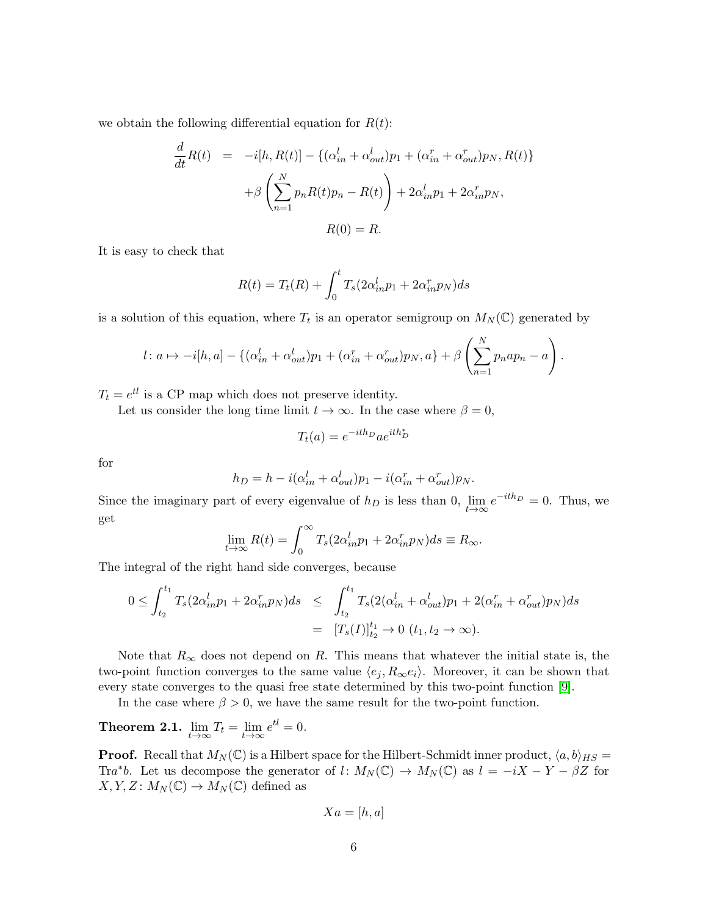we obtain the following differential equation for $R(t)$:

$$
\begin{aligned}
\frac{d}{dt}R(t) &= -i[h, R(t)] - \{(\alpha_{in}^l + \alpha_{out}^l)p_1 + (\alpha_{in}^r + \alpha_{out}^r)p_N, R(t)\} \\
&\quad + \beta \left( \sum_{n=1}^{N} p_n R(t) p_n - R(t) \right) + 2\alpha_{in}^l p_1 + 2\alpha_{in}^r p_N, \\
& \qquad R(0) = R.
\end{aligned}
$$

It is easy to check that

$$
R(t) = T_t(R) + \int_0^t T_s(2\alpha_{in}^l p_1 + 2\alpha_{in}^r p_N) ds
$$

is a solution of this equation, where $T_t$ is an operator semigroup on $M_N(\mathbb{C})$ generated by

$$
l\colon a \mapsto -i[h, a] - \{(\alpha_{in}^l + \alpha_{out}^l)p_1 + (\alpha_{in}^r + \alpha_{out}^r)p_N, a\} + \beta \left( \sum_{n=1}^{N} p_n a p_n - a \right).
$$

$T_t = e^{tl}$ is a CP map which does not preserve identity.

Let us consider the long time limit $t \to \infty$. In the case where $\beta = 0$,

$$
T_t(a) = e^{-ith_D} a e^{ith_D^*}
$$

for

$$
h_D = h - i(\alpha_{in}^l + \alpha_{out}^l)p_1 - i(\alpha_{in}^r + \alpha_{out}^r)p_N.
$$

Since the imaginary part of every eigenvalue of $h_D$ is less than 0, $\lim_{t\to\infty} e^{-ith_D} = 0$. Thus, we get

$$
\lim_{t\to\infty} R(t) = \int_0^\infty T_s(2\alpha_{in}^l p_1 + 2\alpha_{in}^r p_N) ds \equiv R_\infty.
$$

The integral of the right hand side converges, because

$$
\begin{aligned}
0 \le \int_{t_2}^{t_1} T_s(2\alpha_{in}^l p_1 + 2\alpha_{in}^r p_N) ds &\le \int_{t_2}^{t_1} T_s(2(\alpha_{in}^l + \alpha_{out}^l)p_1 + 2(\alpha_{in}^r + \alpha_{out}^r)p_N) ds \\
&= [T_s(I)]_{t_2}^{t_1} \to 0 \ (t_1, t_2 \to \infty).
\end{aligned}
$$

Note that $R_\infty$ does not depend on $R$. This means that whatever the initial state is, the two-point function converges to the same value $\langle e_j, R_\infty e_i \rangle$. Moreover, it can be shown that every state converges to the quasi free state determined by this two-point function [9].

In the case where $\beta > 0$, we have the same result for the two-point function.

**Theorem 2.1.** $\lim_{t\to\infty} T_t = \lim_{t\to\infty} e^{tl} = 0.$

**Proof.** Recall that $M_N(\mathbb{C})$ is a Hilbert space for the Hilbert-Schmidt inner product, $\langle a, b \rangle_{HS} = \mathrm{Tr} a^* b$. Let us decompose the generator of $l\colon M_N(\mathbb{C}) \to M_N(\mathbb{C})$ as $l = -iX - Y - \beta Z$ for $X, Y, Z\colon M_N(\mathbb{C}) \to M_N(\mathbb{C})$ defined as

$$
Xa = [h, a]
$$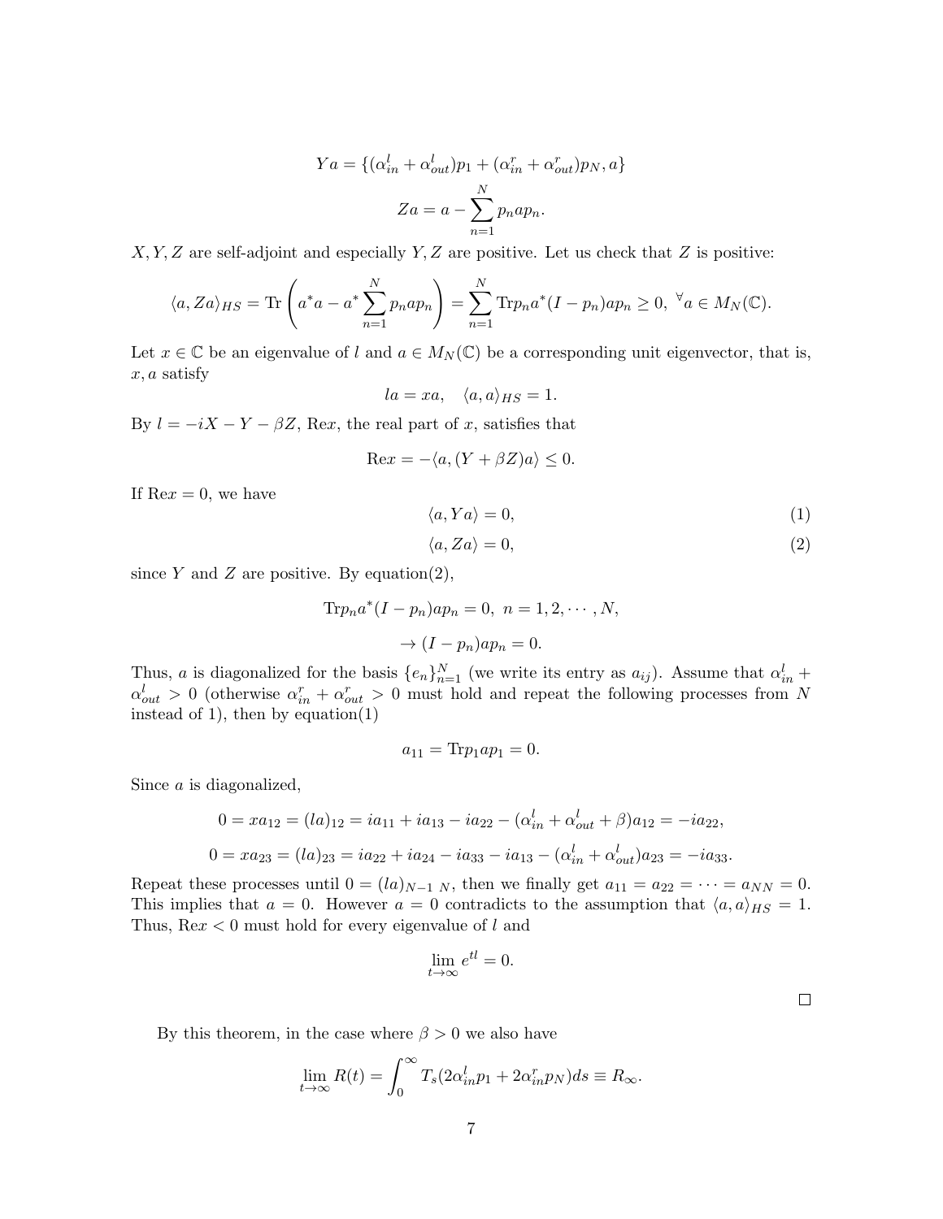$$Ya = \{(\alpha_{in}^l + \alpha_{out}^l)p_1 + (\alpha_{in}^r + \alpha_{out}^r)p_N, a\}$$

$$Za = a - \sum_{n=1}^{N} p_n a p_n.$$

$X, Y, Z$ are self-adjoint and especially $Y, Z$ are positive. Let us check that $Z$ is positive:

$$\langle a, Za\rangle_{HS} = \mathrm{Tr}\left(a^*a - a^*\sum_{n=1}^{N} p_n a p_n\right) = \sum_{n=1}^{N} \mathrm{Tr} p_n a^*(I - p_n) a p_n \geq 0, \ ^\forall a \in M_N(\mathbb{C}).$$

Let $x \in \mathbb{C}$ be an eigenvalue of $l$ and $a \in M_N(\mathbb{C})$ be a corresponding unit eigenvector, that is, $x, a$ satisfy

$$la = xa, \quad \langle a, a\rangle_{HS} = 1.$$

By $l = -iX - Y - \beta Z$, $\mathrm{Re}x$, the real part of $x$, satisfies that

$$\mathrm{Re}x = -\langle a, (Y + \beta Z)a\rangle \leq 0.$$

If $\mathrm{Re}x = 0$, we have

$$\langle a, Ya\rangle = 0, \tag{1}$$

$$\langle a, Za\rangle = 0, \tag{2}$$

since $Y$ and $Z$ are positive. By equation(2),

$$\mathrm{Tr} p_n a^*(I - p_n) a p_n = 0, \ n = 1, 2, \cdots, N,$$

$$\to (I - p_n) a p_n = 0.$$

Thus, $a$ is diagonalized for the basis $\{e_n\}_{n=1}^N$ (we write its entry as $a_{ij}$). Assume that $\alpha_{in}^l + \alpha_{out}^l > 0$ (otherwise $\alpha_{in}^r + \alpha_{out}^r > 0$ must hold and repeat the following processes from $N$ instead of 1), then by equation(1)

$$a_{11} = \mathrm{Tr} p_1 a p_1 = 0.$$

Since $a$ is diagonalized,

$$0 = xa_{12} = (la)_{12} = ia_{11} + ia_{13} - ia_{22} - (\alpha_{in}^l + \alpha_{out}^l + \beta)a_{12} = -ia_{22},$$

$$0 = xa_{23} = (la)_{23} = ia_{22} + ia_{24} - ia_{33} - ia_{13} - (\alpha_{in}^l + \alpha_{out}^l)a_{23} = -ia_{33}.$$

Repeat these processes until $0 = (la)_{N-1\ N}$, then we finally get $a_{11} = a_{22} = \cdots = a_{NN} = 0$. This implies that $a = 0$. However $a = 0$ contradicts to the assumption that $\langle a, a\rangle_{HS} = 1$. Thus, $\mathrm{Re}x < 0$ must hold for every eigenvalue of $l$ and

$$\lim_{t\to\infty} e^{tl} = 0.$$

□

By this theorem, in the case where $\beta > 0$ we also have

$$\lim_{t\to\infty} R(t) = \int_0^\infty T_s(2\alpha_{in}^l p_1 + 2\alpha_{in}^r p_N)ds \equiv R_\infty.$$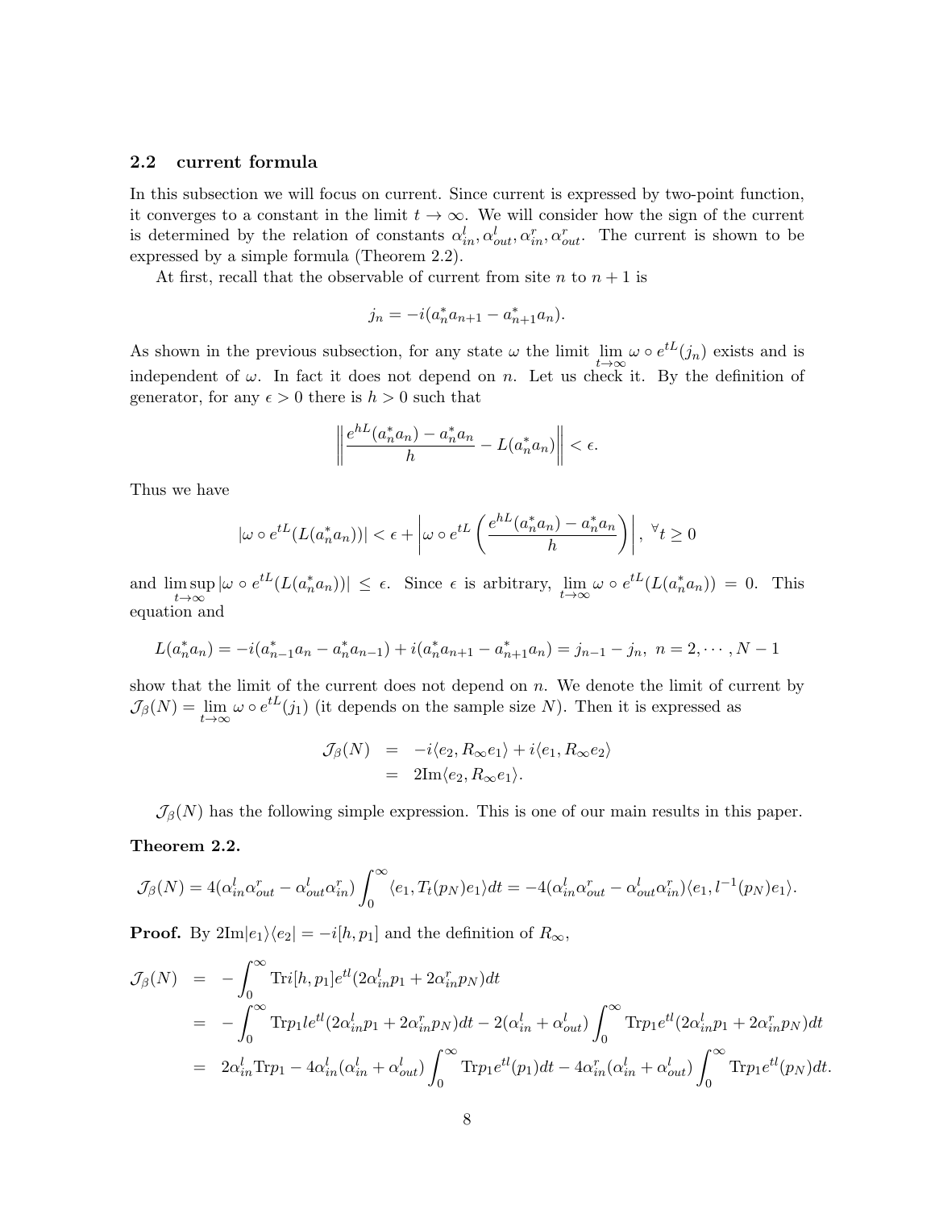## 2.2 current formula

In this subsection we will focus on current. Since current is expressed by two-point function, it converges to a constant in the limit $t \to \infty$. We will consider how the sign of the current is determined by the relation of constants $\alpha_{in}^l, \alpha_{out}^l, \alpha_{in}^r, \alpha_{out}^r$. The current is shown to be expressed by a simple formula (Theorem 2.2).

At first, recall that the observable of current from site $n$ to $n+1$ is

$$j_n = -i(a_n^* a_{n+1} - a_{n+1}^* a_n).$$

As shown in the previous subsection, for any state $\omega$ the limit $\lim_{t\to\infty} \omega \circ e^{tL}(j_n)$ exists and is independent of $\omega$. In fact it does not depend on $n$. Let us check it. By the definition of generator, for any $\epsilon > 0$ there is $h > 0$ such that

$$\left\| \frac{e^{hL}(a_n^* a_n) - a_n^* a_n}{h} - L(a_n^* a_n) \right\| < \epsilon.$$

Thus we have

$$|\omega \circ e^{tL}(L(a_n^* a_n))| < \epsilon + \left| \omega \circ e^{tL} \left( \frac{e^{hL}(a_n^* a_n) - a_n^* a_n}{h} \right) \right|, \ {}^\forall t \geq 0$$

and $\limsup_{t\to\infty} |\omega \circ e^{tL}(L(a_n^* a_n))| \leq \epsilon$. Since $\epsilon$ is arbitrary, $\lim_{t\to\infty} \omega \circ e^{tL}(L(a_n^* a_n)) = 0$. This equation and

$$L(a_n^* a_n) = -i(a_{n-1}^* a_n - a_n^* a_{n-1}) + i(a_n^* a_{n+1} - a_{n+1}^* a_n) = j_{n-1} - j_n, \ n = 2, \cdots, N-1$$

show that the limit of the current does not depend on $n$. We denote the limit of current by $\mathcal{J}_\beta(N) = \lim_{t\to\infty} \omega \circ e^{tL}(j_1)$ (it depends on the sample size $N$). Then it is expressed as

$$\begin{aligned}
\mathcal{J}_\beta(N) &= -i\langle e_2, R_\infty e_1 \rangle + i \langle e_1, R_\infty e_2 \rangle \\
&= 2\mathrm{Im}\langle e_2, R_\infty e_1 \rangle.
\end{aligned}$$

$\mathcal{J}_\beta(N)$ has the following simple expression. This is one of our main results in this paper.

**Theorem 2.2.**

$$\mathcal{J}_\beta(N) = 4(\alpha_{in}^l \alpha_{out}^r - \alpha_{out}^l \alpha_{in}^r) \int_0^\infty \langle e_1, T_t(p_N) e_1 \rangle dt = -4(\alpha_{in}^l \alpha_{out}^r - \alpha_{out}^l \alpha_{in}^r) \langle e_1, l^{-1}(p_N) e_1 \rangle.$$

**Proof.** By $2\mathrm{Im}|e_1\rangle\langle e_2| = -i[h, p_1]$ and the definition of $R_\infty$,

$$\begin{aligned}
\mathcal{J}_\beta(N) &= -\int_0^\infty \mathrm{Tr} i[h, p_1] e^{tl}(2\alpha_{in}^l p_1 + 2\alpha_{in}^r p_N) dt \\
&= -\int_0^\infty \mathrm{Tr} p_1 l e^{tl}(2\alpha_{in}^l p_1 + 2\alpha_{in}^r p_N) dt - 2(\alpha_{in}^l + \alpha_{out}^l) \int_0^\infty \mathrm{Tr} p_1 e^{tl}(2\alpha_{in}^l p_1 + 2\alpha_{in}^r p_N) dt \\
&= 2\alpha_{in}^l \mathrm{Tr} p_1 - 4\alpha_{in}^l(\alpha_{in}^l + \alpha_{out}^l) \int_0^\infty \mathrm{Tr} p_1 e^{tl}(p_1) dt - 4\alpha_{in}^r(\alpha_{in}^l + \alpha_{out}^l) \int_0^\infty \mathrm{Tr} p_1 e^{tl}(p_N) dt.
\end{aligned}$$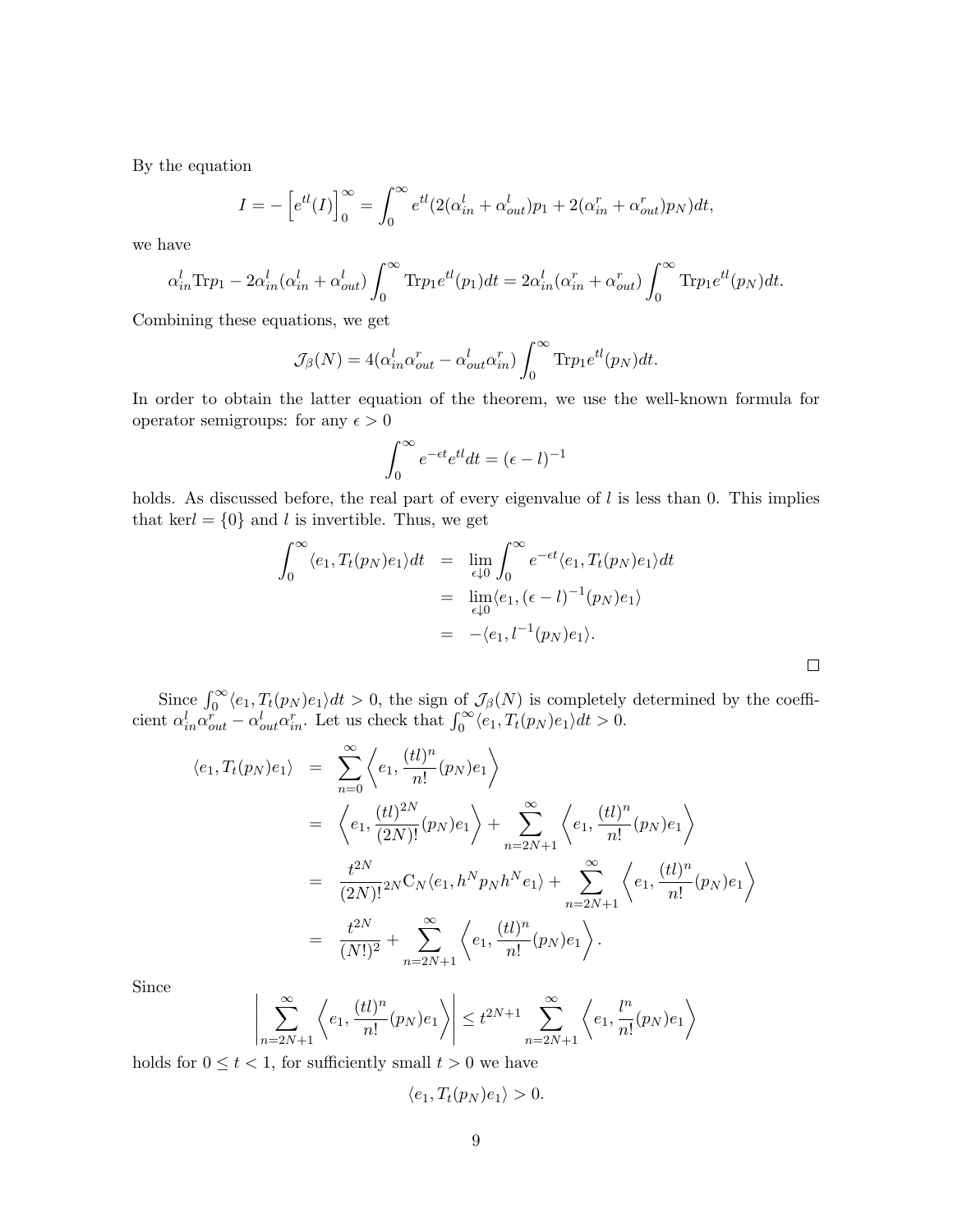By the equation

$$I = -\left[e^{tl}(I)\right]_0^\infty = \int_0^\infty e^{tl}(2(\alpha_{in}^l + \alpha_{out}^l)p_1 + 2(\alpha_{in}^r + \alpha_{out}^r)p_N)dt,$$

we have

$$\alpha_{in}^l \mathrm{Tr}p_1 - 2\alpha_{in}^l(\alpha_{in}^l + \alpha_{out}^l)\int_0^\infty \mathrm{Tr}p_1 e^{tl}(p_1)dt = 2\alpha_{in}^l(\alpha_{in}^r + \alpha_{out}^r)\int_0^\infty \mathrm{Tr}p_1 e^{tl}(p_N)dt.$$

Combining these equations, we get

$$\mathcal{J}_\beta(N) = 4(\alpha_{in}^l \alpha_{out}^r - \alpha_{out}^l \alpha_{in}^r)\int_0^\infty \mathrm{Tr}p_1 e^{tl}(p_N)dt.$$

In order to obtain the latter equation of the theorem, we use the well-known formula for operator semigroups: for any $\epsilon > 0$

$$\int_0^\infty e^{-\epsilon t}e^{tl}dt = (\epsilon - l)^{-1}$$

holds. As discussed before, the real part of every eigenvalue of $l$ is less than 0. This implies that $\mathrm{ker}l = \{0\}$ and $l$ is invertible. Thus, we get

$$\begin{aligned}
\int_0^\infty \langle e_1, T_t(p_N)e_1\rangle dt &= \lim_{\epsilon \downarrow 0}\int_0^\infty e^{-\epsilon t}\langle e_1, T_t(p_N)e_1\rangle dt \\
&= \lim_{\epsilon \downarrow 0}\langle e_1, (\epsilon - l)^{-1}(p_N)e_1\rangle \\
&= -\langle e_1, l^{-1}(p_N)e_1\rangle.
\end{aligned}$$

□

Since $\int_0^\infty \langle e_1, T_t(p_N)e_1\rangle dt > 0$, the sign of $\mathcal{J}_\beta(N)$ is completely determined by the coefficient $\alpha_{in}^l \alpha_{out}^r - \alpha_{out}^l \alpha_{in}^r$. Let us check that $\int_0^\infty \langle e_1, T_t(p_N)e_1\rangle dt > 0$.

$$\begin{aligned}
\langle e_1, T_t(p_N)e_1\rangle &= \sum_{n=0}^\infty \left\langle e_1, \frac{(tl)^n}{n!}(p_N)e_1\right\rangle \\
&= \left\langle e_1, \frac{(tl)^{2N}}{(2N)!}(p_N)e_1\right\rangle + \sum_{n=2N+1}^\infty \left\langle e_1, \frac{(tl)^n}{n!}(p_N)e_1\right\rangle \\
&= \frac{t^{2N}}{(2N)!}{}_{2N}\mathrm{C}_N\langle e_1, h^N p_N h^N e_1\rangle + \sum_{n=2N+1}^\infty \left\langle e_1, \frac{(tl)^n}{n!}(p_N)e_1\right\rangle \\
&= \frac{t^{2N}}{(N!)^2} + \sum_{n=2N+1}^\infty \left\langle e_1, \frac{(tl)^n}{n!}(p_N)e_1\right\rangle.
\end{aligned}$$

Since

$$\left|\sum_{n=2N+1}^\infty \left\langle e_1, \frac{(tl)^n}{n!}(p_N)e_1\right\rangle\right| \le t^{2N+1}\sum_{n=2N+1}^\infty \left\langle e_1, \frac{l^n}{n!}(p_N)e_1\right\rangle$$

holds for $0 \le t < 1$, for sufficiently small $t > 0$ we have

$$\langle e_1, T_t(p_N)e_1\rangle > 0.$$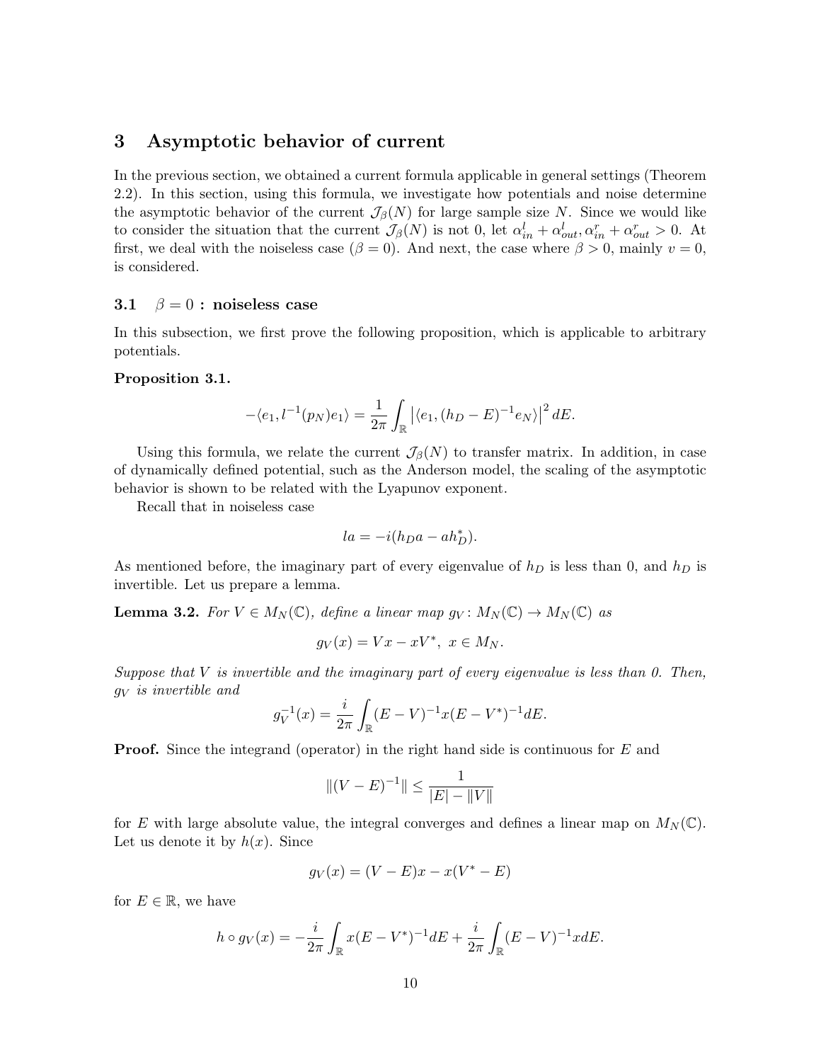## 3 Asymptotic behavior of current

In the previous section, we obtained a current formula applicable in general settings (Theorem 2.2). In this section, using this formula, we investigate how potentials and noise determine the asymptotic behavior of the current $\mathcal{J}_\beta(N)$ for large sample size $N$. Since we would like to consider the situation that the current $\mathcal{J}_\beta(N)$ is not 0, let $\alpha^l_{in} + \alpha^l_{out}, \alpha^r_{in} + \alpha^r_{out} > 0$. At first, we deal with the noiseless case ($\beta = 0$). And next, the case where $\beta > 0$, mainly $v = 0$, is considered.

### 3.1 $\beta = 0$ : noiseless case

In this subsection, we first prove the following proposition, which is applicable to arbitrary potentials.

**Proposition 3.1.**

$$-\langle e_1, l^{-1}(p_N)e_1\rangle = \frac{1}{2\pi}\int_{\mathbb{R}} \left|\langle e_1, (h_D - E)^{-1} e_N\rangle\right|^2 dE.$$

Using this formula, we relate the current $\mathcal{J}_\beta(N)$ to transfer matrix. In addition, in case of dynamically defined potential, such as the Anderson model, the scaling of the asymptotic behavior is shown to be related with the Lyapunov exponent.

Recall that in noiseless case

$$la = -i(h_D a - a h_D^*).$$

As mentioned before, the imaginary part of every eigenvalue of $h_D$ is less than 0, and $h_D$ is invertible. Let us prepare a lemma.

**Lemma 3.2.** *For $V \in M_N(\mathbb{C})$, define a linear map $g_V \colon M_N(\mathbb{C}) \to M_N(\mathbb{C})$ as*

$$g_V(x) = Vx - xV^*, \ x \in M_N.$$

*Suppose that $V$ is invertible and the imaginary part of every eigenvalue is less than 0. Then, $g_V$ is invertible and*

$$g_V^{-1}(x) = \frac{i}{2\pi}\int_{\mathbb{R}} (E - V)^{-1} x (E - V^*)^{-1} dE.$$

**Proof.** Since the integrand (operator) in the right hand side is continuous for $E$ and

$$\|(V - E)^{-1}\| \leq \frac{1}{|E| - \|V\|}$$

for $E$ with large absolute value, the integral converges and defines a linear map on $M_N(\mathbb{C})$. Let us denote it by $h(x)$. Since

$$g_V(x) = (V - E)x - x(V^* - E)$$

for $E \in \mathbb{R}$, we have

$$h \circ g_V(x) = -\frac{i}{2\pi}\int_{\mathbb{R}} x(E - V^*)^{-1} dE + \frac{i}{2\pi}\int_{\mathbb{R}} (E - V)^{-1} x dE.$$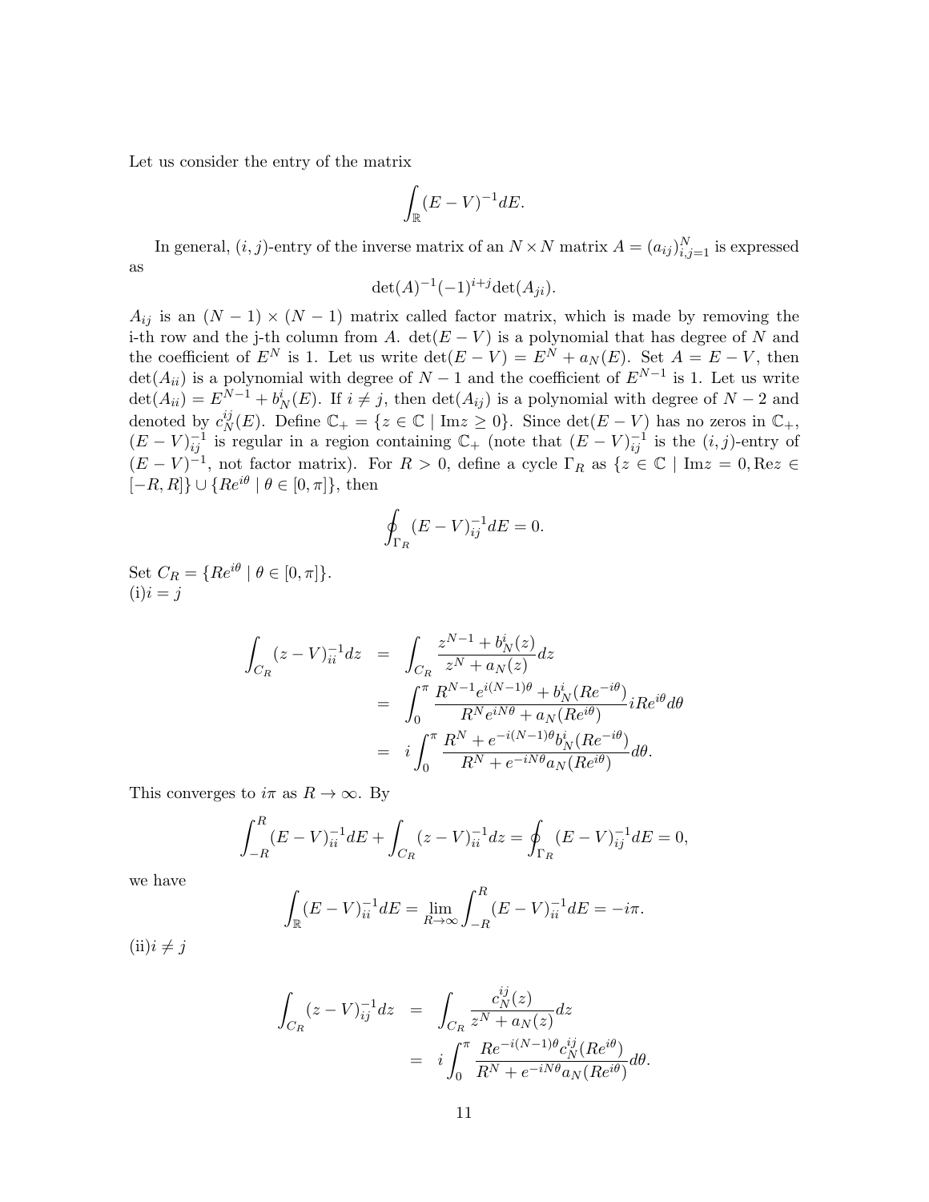Let us consider the entry of the matrix

$$\int_{\mathbb{R}} (E - V)^{-1} dE.$$

In general, $(i,j)$-entry of the inverse matrix of an $N \times N$ matrix $A = (a_{ij})_{i,j=1}^{N}$ is expressed as

$$\det(A)^{-1}(-1)^{i+j}\det(A_{ji}).$$

$A_{ij}$ is an $(N-1) \times (N-1)$ matrix called factor matrix, which is made by removing the i-th row and the j-th column from $A$. $\det(E - V)$ is a polynomial that has degree of $N$ and the coefficient of $E^N$ is 1. Let us write $\det(E - V) = E^N + a_N(E)$. Set $A = E - V$, then $\det(A_{ii})$ is a polynomial with degree of $N - 1$ and the coefficient of $E^{N-1}$ is 1. Let us write $\det(A_{ii}) = E^{N-1} + b_N^i(E)$. If $i \neq j$, then $\det(A_{ij})$ is a polynomial with degree of $N - 2$ and denoted by $c_N^{ij}(E)$. Define $\mathbb{C}_+ = \{z \in \mathbb{C} \mid \mathrm{Im} z \geq 0\}$. Since $\det(E - V)$ has no zeros in $\mathbb{C}_+$, $(E - V)_{ij}^{-1}$ is regular in a region containing $\mathbb{C}_+$ (note that $(E - V)_{ij}^{-1}$ is the $(i,j)$-entry of $(E - V)^{-1}$, not factor matrix). For $R > 0$, define a cycle $\Gamma_R$ as $\{z \in \mathbb{C} \mid \mathrm{Im} z = 0, \mathrm{Re} z \in [-R, R]\} \cup \{Re^{i\theta} \mid \theta \in [0, \pi]\}$, then

$$\oint_{\Gamma_R} (E - V)_{ij}^{-1} dE = 0.$$

Set $C_R = \{Re^{i\theta} \mid \theta \in [0, \pi]\}$.
(i)$i = j$

$$\begin{aligned}
\int_{C_R} (z - V)_{ii}^{-1} dz &= \int_{C_R} \frac{z^{N-1} + b_N^i(z)}{z^N + a_N(z)} dz \\
&= \int_0^{\pi} \frac{R^{N-1} e^{i(N-1)\theta} + b_N^i(Re^{-i\theta})}{R^N e^{iN\theta} + a_N(Re^{i\theta})} iRe^{i\theta} d\theta \\
&= i \int_0^{\pi} \frac{R^N + e^{-i(N-1)\theta} b_N^i(Re^{-i\theta})}{R^N + e^{-iN\theta} a_N(Re^{i\theta})} d\theta.
\end{aligned}$$

This converges to $i\pi$ as $R \to \infty$. By

$$\int_{-R}^{R} (E - V)_{ii}^{-1} dE + \int_{C_R} (z - V)_{ii}^{-1} dz = \oint_{\Gamma_R} (E - V)_{ij}^{-1} dE = 0,$$

we have

$$\int_{\mathbb{R}} (E - V)_{ii}^{-1} dE = \lim_{R \to \infty} \int_{-R}^{R} (E - V)_{ii}^{-1} dE = -i\pi.$$

(ii)$i \neq j$

$$\begin{aligned}
\int_{C_R} (z - V)_{ij}^{-1} dz &= \int_{C_R} \frac{c_N^{ij}(z)}{z^N + a_N(z)} dz \\
&= i \int_0^{\pi} \frac{Re^{-i(N-1)\theta} c_N^{ij}(Re^{i\theta})}{R^N + e^{-iN\theta} a_N(Re^{i\theta})} d\theta.
\end{aligned}$$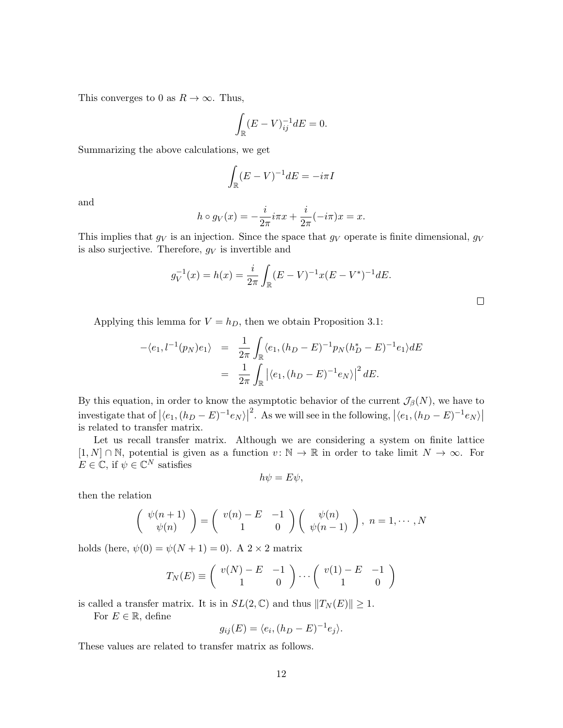This converges to 0 as $R \to \infty$. Thus,

$$\int_{\mathbb{R}} (E - V)^{-1}_{ij} dE = 0.$$

Summarizing the above calculations, we get

$$\int_{\mathbb{R}} (E - V)^{-1} dE = -i\pi I$$

and

$$h \circ g_V(x) = -\frac{i}{2\pi} i\pi x + \frac{i}{2\pi}(-i\pi)x = x.$$

This implies that $g_V$ is an injection. Since the space that $g_V$ operate is finite dimensional, $g_V$ is also surjective. Therefore, $g_V$ is invertible and

$$g_V^{-1}(x) = h(x) = \frac{i}{2\pi} \int_{\mathbb{R}} (E - V)^{-1} x (E - V^*)^{-1} dE.$$

□

Applying this lemma for $V = h_D$, then we obtain Proposition 3.1:

$$\begin{aligned} -\langle e_1, l^{-1}(p_N) e_1 \rangle &= \frac{1}{2\pi} \int_{\mathbb{R}} \langle e_1, (h_D - E)^{-1} p_N (h_D^* - E)^{-1} e_1 \rangle dE \\ &= \frac{1}{2\pi} \int_{\mathbb{R}} \left| \langle e_1, (h_D - E)^{-1} e_N \rangle \right|^2 dE. \end{aligned}$$

By this equation, in order to know the asymptotic behavior of the current $\mathcal{J}_\beta(N)$, we have to investigate that of $\left|\langle e_1, (h_D - E)^{-1} e_N \rangle\right|^2$. As we will see in the following, $\left|\langle e_1, (h_D - E)^{-1} e_N \rangle\right|$ is related to transfer matrix.

Let us recall transfer matrix. Although we are considering a system on finite lattice $[1, N] \cap \mathbb{N}$, potential is given as a function $v \colon \mathbb{N} \to \mathbb{R}$ in order to take limit $N \to \infty$. For $E \in \mathbb{C}$, if $\psi \in \mathbb{C}^N$ satisfies

$$h\psi = E\psi,$$

then the relation

$$\begin{pmatrix} \psi(n+1) \\ \psi(n) \end{pmatrix} = \begin{pmatrix} v(n) - E & -1 \\ 1 & 0 \end{pmatrix} \begin{pmatrix} \psi(n) \\ \psi(n-1) \end{pmatrix}, \; n = 1, \cdots, N$$

holds (here, $\psi(0) = \psi(N+1) = 0$). A $2 \times 2$ matrix

$$T_N(E) \equiv \begin{pmatrix} v(N) - E & -1 \\ 1 & 0 \end{pmatrix} \cdots \begin{pmatrix} v(1) - E & -1 \\ 1 & 0 \end{pmatrix}$$

is called a transfer matrix. It is in $SL(2, \mathbb{C})$ and thus $\|T_N(E)\| \geq 1$.

For $E \in \mathbb{R}$, define

$$g_{ij}(E) = \langle e_i, (h_D - E)^{-1} e_j \rangle.$$

These values are related to transfer matrix as follows.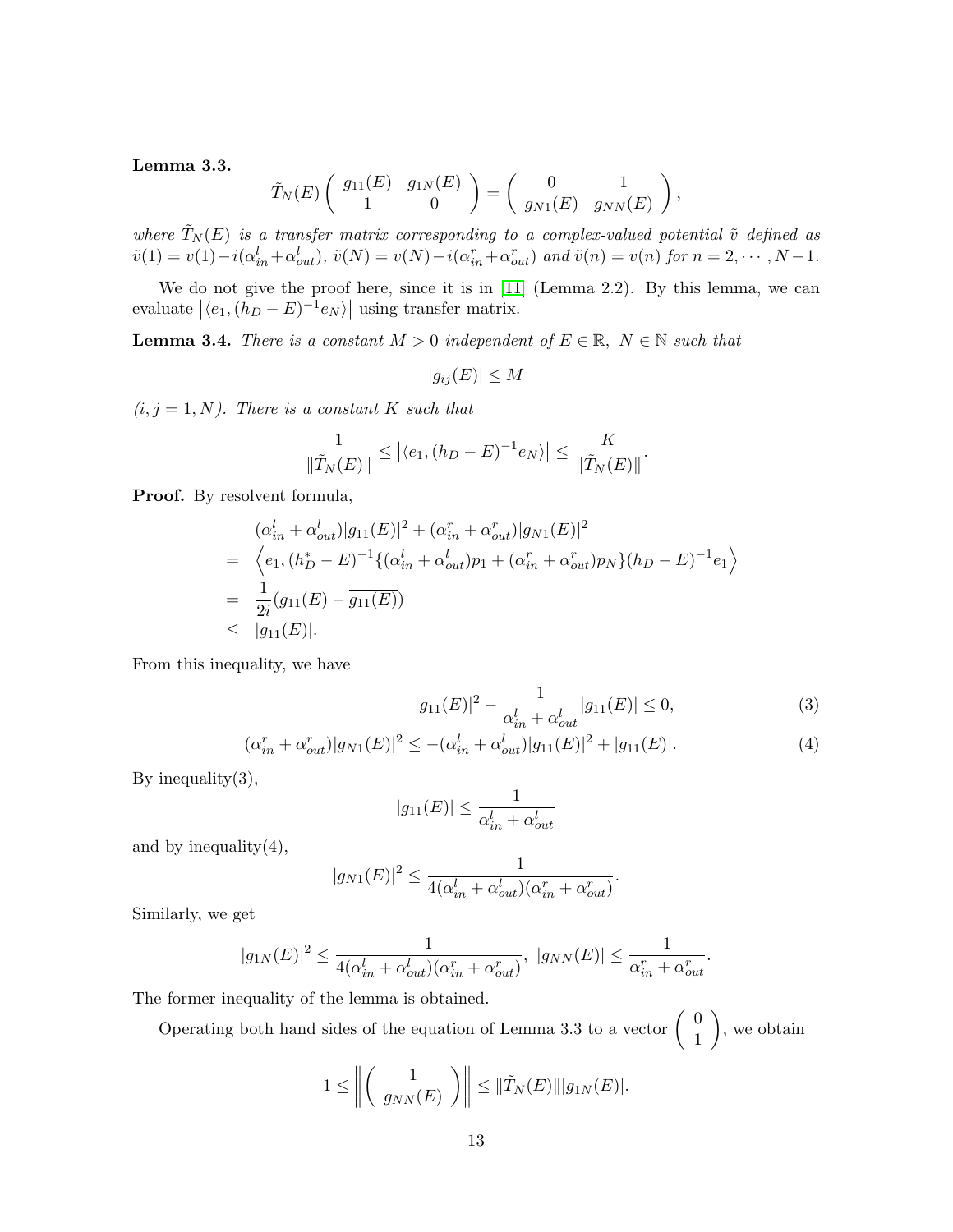**Lemma 3.3.**

$$\tilde{T}_N(E)\left(\begin{array}{cc} g_{11}(E) & g_{1N}(E) \\ 1 & 0 \end{array}\right) = \left(\begin{array}{cc} 0 & 1 \\ g_{N1}(E) & g_{NN}(E) \end{array}\right),$$

*where* $\tilde{T}_N(E)$ *is a transfer matrix corresponding to a complex-valued potential* $\tilde{v}$ *defined as* $\tilde{v}(1) = v(1) - i(\alpha^l_{in} + \alpha^l_{out})$, $\tilde{v}(N) = v(N) - i(\alpha^r_{in} + \alpha^r_{out})$ *and* $\tilde{v}(n) = v(n)$ *for* $n = 2, \cdots, N-1$.

We do not give the proof here, since it is in [11] (Lemma 2.2). By this lemma, we can evaluate $\left|\langle e_1, (h_D - E)^{-1} e_N\rangle\right|$ using transfer matrix.

**Lemma 3.4.** *There is a constant* $M > 0$ *independent of* $E \in \mathbb{R}$, $N \in \mathbb{N}$ *such that*

$$|g_{ij}(E)| \leq M$$

*$(i, j = 1, N)$. There is a constant $K$ such that*

$$\frac{1}{\|\tilde{T}_N(E)\|} \leq \left|\langle e_1, (h_D - E)^{-1} e_N\rangle\right| \leq \frac{K}{\|\tilde{T}_N(E)\|}.$$

**Proof.** By resolvent formula,

$$\begin{aligned}
& (\alpha^l_{in} + \alpha^l_{out})|g_{11}(E)|^2 + (\alpha^r_{in} + \alpha^r_{out})|g_{N1}(E)|^2 \\
= \;& \left\langle e_1, (h_D^* - E)^{-1}\{(\alpha^l_{in} + \alpha^l_{out})p_1 + (\alpha^r_{in} + \alpha^r_{out})p_N\}(h_D - E)^{-1} e_1 \right\rangle \\
= \;& \frac{1}{2i}(g_{11}(E) - \overline{g_{11}(E)}) \\
\leq \;& |g_{11}(E)|.
\end{aligned}$$

From this inequality, we have

$$|g_{11}(E)|^2 - \frac{1}{\alpha^l_{in} + \alpha^l_{out}}|g_{11}(E)| \leq 0, \tag{3}$$

$$(\alpha^r_{in} + \alpha^r_{out})|g_{N1}(E)|^2 \leq -(\alpha^l_{in} + \alpha^l_{out})|g_{11}(E)|^2 + |g_{11}(E)|. \tag{4}$$

By inequality(3),

$$|g_{11}(E)| \leq \frac{1}{\alpha^l_{in} + \alpha^l_{out}}$$

and by inequality(4),

$$|g_{N1}(E)|^2 \leq \frac{1}{4(\alpha^l_{in} + \alpha^l_{out})(\alpha^r_{in} + \alpha^r_{out})}.$$

Similarly, we get

$$|g_{1N}(E)|^2 \leq \frac{1}{4(\alpha^l_{in} + \alpha^l_{out})(\alpha^r_{in} + \alpha^r_{out})},\; |g_{NN}(E)| \leq \frac{1}{\alpha^r_{in} + \alpha^r_{out}}.$$

The former inequality of the lemma is obtained.

Operating both hand sides of the equation of Lemma 3.3 to a vector $\left(\begin{array}{c} 0 \\ 1 \end{array}\right)$, we obtain

$$1 \leq \left\|\left(\begin{array}{c} 1 \\ g_{NN}(E) \end{array}\right)\right\| \leq \|\tilde{T}_N(E)\||g_{1N}(E)|.$$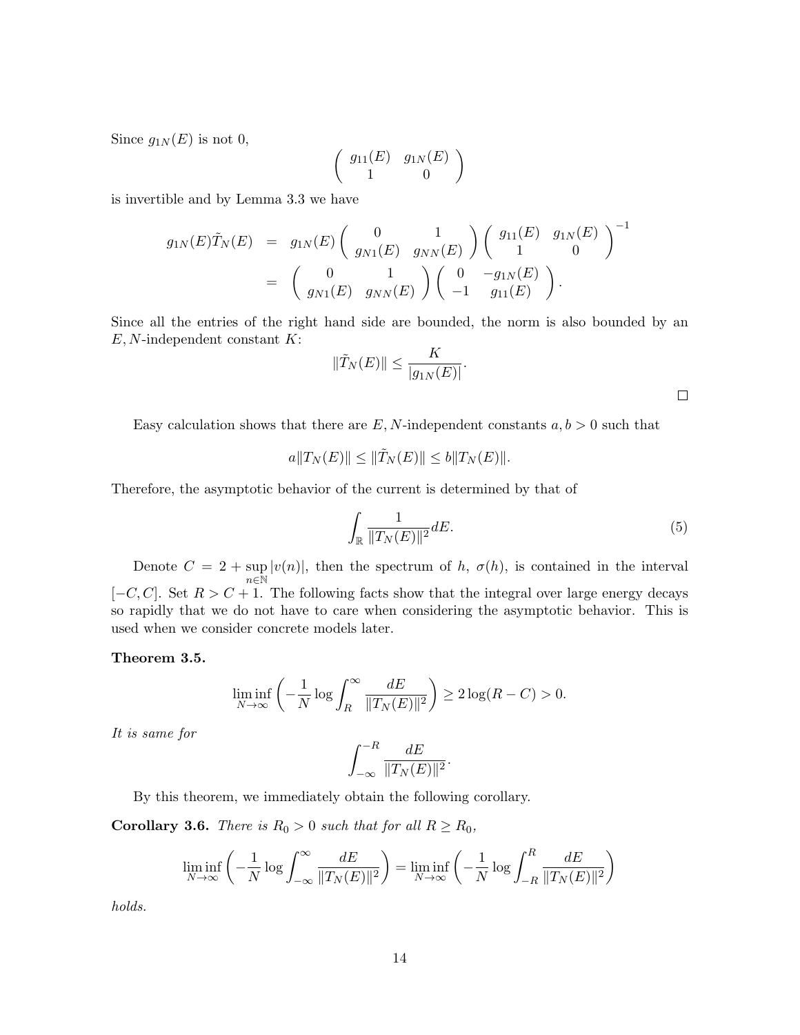Since $g_{1N}(E)$ is not 0,

$$\begin{pmatrix} g_{11}(E) & g_{1N}(E) \\ 1 & 0 \end{pmatrix}$$

is invertible and by Lemma 3.3 we have

$$\begin{aligned} g_{1N}(E)\tilde{T}_N(E) &= g_{1N}(E)\begin{pmatrix} 0 & 1 \\ g_{N1}(E) & g_{NN}(E) \end{pmatrix}\begin{pmatrix} g_{11}(E) & g_{1N}(E) \\ 1 & 0 \end{pmatrix}^{-1} \\ &= \begin{pmatrix} 0 & 1 \\ g_{N1}(E) & g_{NN}(E) \end{pmatrix}\begin{pmatrix} 0 & -g_{1N}(E) \\ -1 & g_{11}(E) \end{pmatrix}. \end{aligned}$$

Since all the entries of the right hand side are bounded, the norm is also bounded by an $E, N$-independent constant $K$:

$$\|\tilde{T}_N(E)\| \leq \frac{K}{|g_{1N}(E)|}.$$

□

Easy calculation shows that there are $E, N$-independent constants $a, b > 0$ such that

$$a\|T_N(E)\| \leq \|\tilde{T}_N(E)\| \leq b\|T_N(E)\|.$$

Therefore, the asymptotic behavior of the current is determined by that of

$$\int_{\mathbb{R}} \frac{1}{\|T_N(E)\|^2} dE. \tag{5}$$

Denote $C = 2 + \sup_{n\in\mathbb{N}} |v(n)|$, then the spectrum of $h$, $\sigma(h)$, is contained in the interval $[-C, C]$. Set $R > C + 1$. The following facts show that the integral over large energy decays so rapidly that we do not have to care when considering the asymptotic behavior. This is used when we consider concrete models later.

**Theorem 3.5.**

$$\liminf_{N\to\infty}\left(-\frac{1}{N}\log\int_R^\infty \frac{dE}{\|T_N(E)\|^2}\right) \geq 2\log(R - C) > 0.$$

*It is same for*

$$\int_{-\infty}^{-R} \frac{dE}{\|T_N(E)\|^2}.$$

By this theorem, we immediately obtain the following corollary.

**Corollary 3.6.** *There is $R_0 > 0$ such that for all $R \geq R_0$,*

$$\liminf_{N\to\infty}\left(-\frac{1}{N}\log\int_{-\infty}^\infty \frac{dE}{\|T_N(E)\|^2}\right) = \liminf_{N\to\infty}\left(-\frac{1}{N}\log\int_{-R}^R \frac{dE}{\|T_N(E)\|^2}\right)$$

*holds.*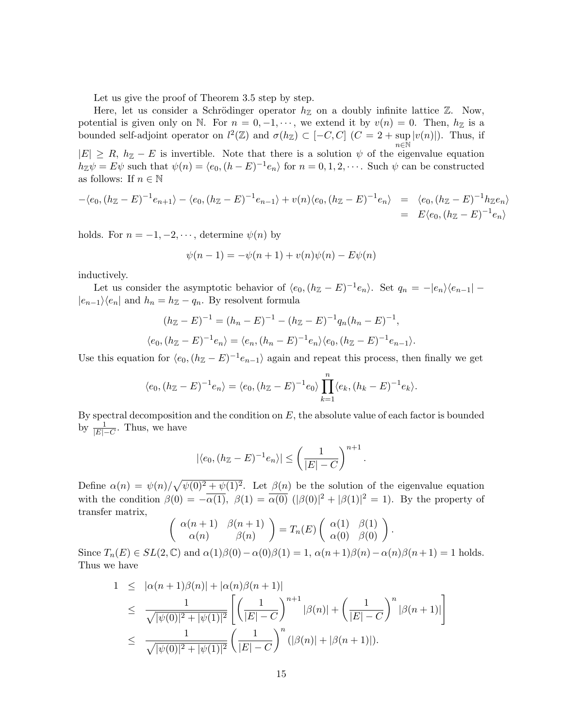Let us give the proof of Theorem 3.5 step by step.

Here, let us consider a Schrödinger operator $h_{\mathbb{Z}}$ on a doubly infinite lattice $\mathbb{Z}$. Now, potential is given only on $\mathbb{N}$. For $n = 0, -1, \cdots$, we extend it by $v(n) = 0$. Then, $h_{\mathbb{Z}}$ is a bounded self-adjoint operator on $l^2(\mathbb{Z})$ and $\sigma(h_{\mathbb{Z}}) \subset [-C, C]$ ($C = 2 + \sup_{n\in\mathbb{N}} |v(n)|$). Thus, if $|E| \geq R$, $h_{\mathbb{Z}} - E$ is invertible. Note that there is a solution $\psi$ of the eigenvalue equation $h_{\mathbb{Z}}\psi = E\psi$ such that $\psi(n) = \langle e_0, (h - E)^{-1} e_n\rangle$ for $n = 0, 1, 2, \cdots$. Such $\psi$ can be constructed as follows: If $n \in \mathbb{N}$

$$
\begin{aligned}
-\langle e_0, (h_{\mathbb{Z}} - E)^{-1} e_{n+1}\rangle - \langle e_0, (h_{\mathbb{Z}} - E)^{-1} e_{n-1}\rangle + v(n)\langle e_0, (h_{\mathbb{Z}} - E)^{-1} e_n\rangle &= \langle e_0, (h_{\mathbb{Z}} - E)^{-1} h_{\mathbb{Z}} e_n\rangle \\
&= E\langle e_0, (h_{\mathbb{Z}} - E)^{-1} e_n\rangle
\end{aligned}
$$

holds. For $n = -1, -2, \cdots$, determine $\psi(n)$ by

$$
\psi(n-1) = -\psi(n+1) + v(n)\psi(n) - E\psi(n)
$$

inductively.

Let us consider the asymptotic behavior of $\langle e_0, (h_{\mathbb{Z}} - E)^{-1} e_n\rangle$. Set $q_n = -|e_n\rangle\langle e_{n-1}| - |e_{n-1}\rangle\langle e_n|$ and $h_n = h_{\mathbb{Z}} - q_n$. By resolvent formula

$$
(h_{\mathbb{Z}} - E)^{-1} = (h_n - E)^{-1} - (h_{\mathbb{Z}} - E)^{-1} q_n (h_n - E)^{-1},
$$

$$
\langle e_0, (h_{\mathbb{Z}} - E)^{-1} e_n\rangle = \langle e_n, (h_n - E)^{-1} e_n\rangle\langle e_0, (h_{\mathbb{Z}} - E)^{-1} e_{n-1}\rangle.
$$

Use this equation for $\langle e_0, (h_{\mathbb{Z}} - E)^{-1} e_{n-1}\rangle$ again and repeat this process, then finally we get

$$
\langle e_0, (h_{\mathbb{Z}} - E)^{-1} e_n\rangle = \langle e_0, (h_{\mathbb{Z}} - E)^{-1} e_0\rangle \prod_{k=1}^{n} \langle e_k, (h_k - E)^{-1} e_k\rangle.
$$

By spectral decomposition and the condition on $E$, the absolute value of each factor is bounded by $\frac{1}{|E| - C}$. Thus, we have

$$
|\langle e_0, (h_{\mathbb{Z}} - E)^{-1} e_n\rangle| \leq \left(\frac{1}{|E| - C}\right)^{n+1}.
$$

Define $\alpha(n) = \psi(n)/\sqrt{\psi(0)^2 + \psi(1)^2}$. Let $\beta(n)$ be the solution of the eigenvalue equation with the condition $\beta(0) = -\overline{\alpha(1)}$, $\beta(1) = \overline{\alpha(0)}$ ($|\beta(0)|^2 + |\beta(1)|^2 = 1$). By the property of transfer matrix,

$$
\begin{pmatrix} \alpha(n+1) & \beta(n+1) \\ \alpha(n) & \beta(n) \end{pmatrix} = T_n(E) \begin{pmatrix} \alpha(1) & \beta(1) \\ \alpha(0) & \beta(0) \end{pmatrix}.
$$

Since $T_n(E) \in SL(2, \mathbb{C})$ and $\alpha(1)\beta(0) - \alpha(0)\beta(1) = 1$, $\alpha(n+1)\beta(n) - \alpha(n)\beta(n+1) = 1$ holds. Thus we have

$$
\begin{aligned}
1 &\leq |\alpha(n+1)\beta(n)| + |\alpha(n)\beta(n+1)| \\
&\leq \frac{1}{\sqrt{|\psi(0)|^2 + |\psi(1)|^2}} \left[\left(\frac{1}{|E| - C}\right)^{n+1} |\beta(n)| + \left(\frac{1}{|E| - C}\right)^{n} |\beta(n+1)|\right] \\
&\leq \frac{1}{\sqrt{|\psi(0)|^2 + |\psi(1)|^2}} \left(\frac{1}{|E| - C}\right)^{n} (|\beta(n)| + |\beta(n+1)|).
\end{aligned}
$$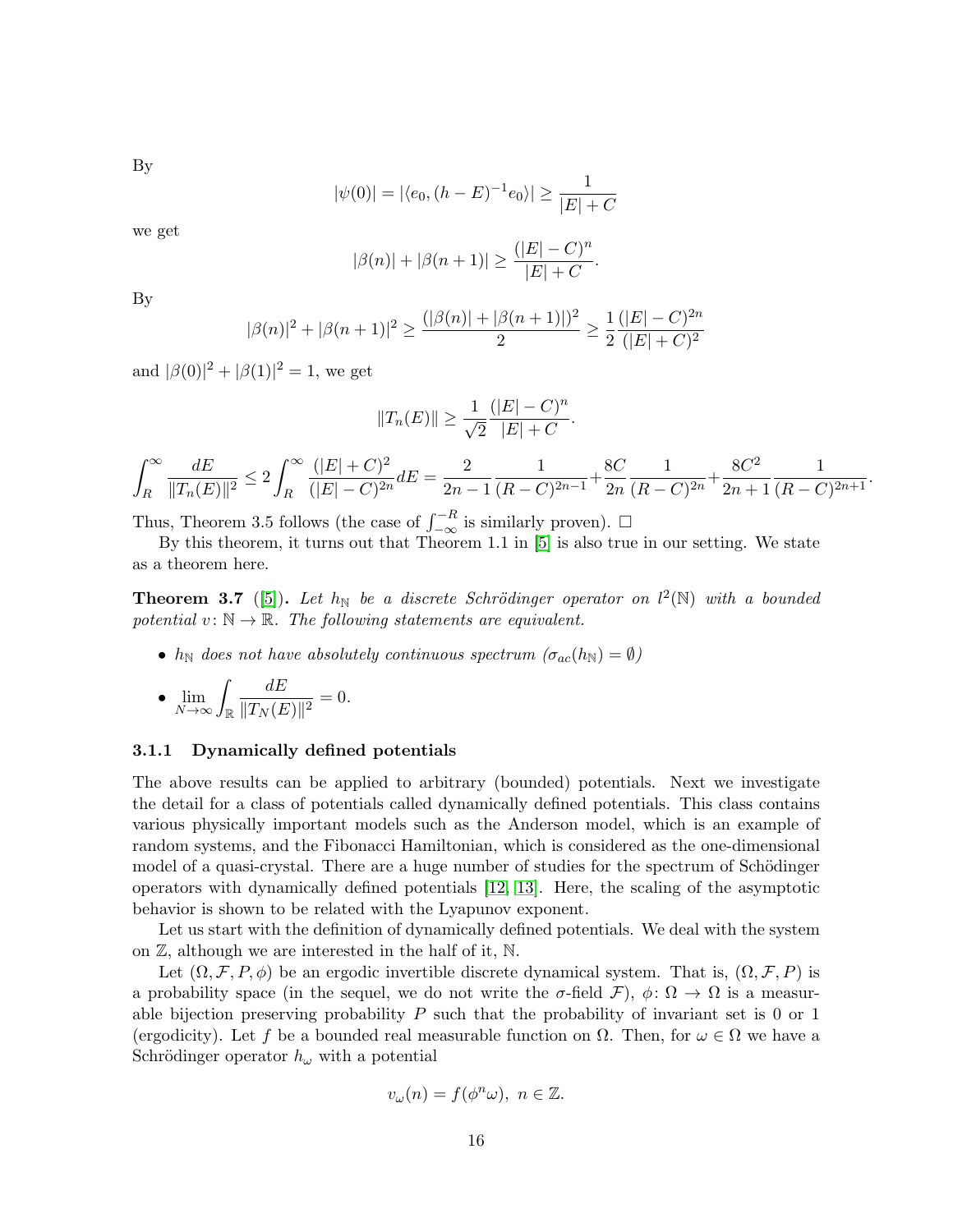By

$$|\psi(0)| = |\langle e_0, (h-E)^{-1} e_0 \rangle| \geq \frac{1}{|E|+C}$$

we get

$$|\beta(n)| + |\beta(n+1)| \geq \frac{(|E|-C)^n}{|E|+C}.$$

By

$$|\beta(n)|^2 + |\beta(n+1)|^2 \geq \frac{(|\beta(n)| + |\beta(n+1)|)^2}{2} \geq \frac{1}{2} \frac{(|E|-C)^{2n}}{(|E|+C)^2}$$

and $|\beta(0)|^2 + |\beta(1)|^2 = 1$, we get

$$\|T_n(E)\| \geq \frac{1}{\sqrt{2}} \frac{(|E|-C)^n}{|E|+C}.$$

$$\int_R^\infty \frac{dE}{\|T_n(E)\|^2} \leq 2 \int_R^\infty \frac{(|E|+C)^2}{(|E|-C)^{2n}} dE = \frac{2}{2n-1} \frac{1}{(R-C)^{2n-1}} + \frac{8C}{2n} \frac{1}{(R-C)^{2n}} + \frac{8C^2}{2n+1} \frac{1}{(R-C)^{2n+1}}.$$

Thus, Theorem 3.5 follows (the case of $\int_{-\infty}^{-R}$ is similarly proven). $\square$

By this theorem, it turns out that Theorem 1.1 in [5] is also true in our setting. We state as a theorem here.

**Theorem 3.7** ([5]). *Let $h_{\mathbb{N}}$ be a discrete Schrödinger operator on $l^2(\mathbb{N})$ with a bounded potential $v \colon \mathbb{N} \to \mathbb{R}$. The following statements are equivalent.*

- *$h_{\mathbb{N}}$ does not have absolutely continuous spectrum ($\sigma_{ac}(h_{\mathbb{N}}) = \emptyset$)*
- $\displaystyle\lim_{N \to \infty} \int_{\mathbb{R}} \frac{dE}{\|T_N(E)\|^2} = 0.$

#### 3.1.1 Dynamically defined potentials

The above results can be applied to arbitrary (bounded) potentials. Next we investigate the detail for a class of potentials called dynamically defined potentials. This class contains various physically important models such as the Anderson model, which is an example of random systems, and the Fibonacci Hamiltonian, which is considered as the one-dimensional model of a quasi-crystal. There are a huge number of studies for the spectrum of Schödinger operators with dynamically defined potentials [12, 13]. Here, the scaling of the asymptotic behavior is shown to be related with the Lyapunov exponent.

Let us start with the definition of dynamically defined potentials. We deal with the system on $\mathbb{Z}$, although we are interested in the half of it, $\mathbb{N}$.

Let $(\Omega, \mathcal{F}, P, \phi)$ be an ergodic invertible discrete dynamical system. That is, $(\Omega, \mathcal{F}, P)$ is a probability space (in the sequel, we do not write the $\sigma$-field $\mathcal{F}$), $\phi \colon \Omega \to \Omega$ is a measurable bijection preserving probability $P$ such that the probability of invariant set is 0 or 1 (ergodicity). Let $f$ be a bounded real measurable function on $\Omega$. Then, for $\omega \in \Omega$ we have a Schrödinger operator $h_\omega$ with a potential

$$v_\omega(n) = f(\phi^n \omega), \ n \in \mathbb{Z}.$$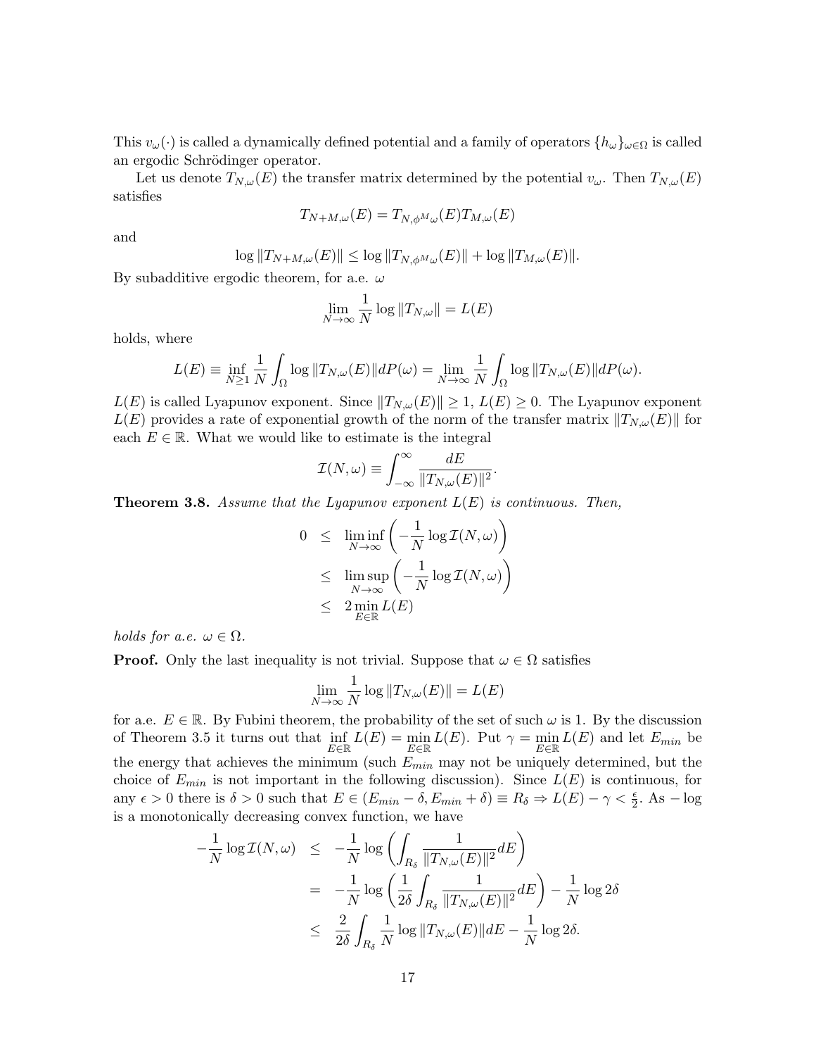This $v_\omega(\cdot)$ is called a dynamically defined potential and a family of operators $\{h_\omega\}_{\omega\in\Omega}$ is called an ergodic Schrödinger operator.

Let us denote $T_{N,\omega}(E)$ the transfer matrix determined by the potential $v_\omega$. Then $T_{N,\omega}(E)$ satisfies

$$T_{N+M,\omega}(E) = T_{N,\phi^M\omega}(E)T_{M,\omega}(E)$$

and

$$\log \|T_{N+M,\omega}(E)\| \le \log \|T_{N,\phi^M\omega}(E)\| + \log \|T_{M,\omega}(E)\|.$$

By subadditive ergodic theorem, for a.e. $\omega$

$$\lim_{N\to\infty} \frac{1}{N} \log \|T_{N,\omega}\| = L(E)$$

holds, where

$$L(E) \equiv \inf_{N\ge 1} \frac{1}{N} \int_\Omega \log \|T_{N,\omega}(E)\| dP(\omega) = \lim_{N\to\infty} \frac{1}{N} \int_\Omega \log \|T_{N,\omega}(E)\| dP(\omega).$$

$L(E)$ is called Lyapunov exponent. Since $\|T_{N,\omega}(E)\| \ge 1$, $L(E) \ge 0$. The Lyapunov exponent $L(E)$ provides a rate of exponential growth of the norm of the transfer matrix $\|T_{N,\omega}(E)\|$ for each $E \in \mathbb{R}$. What we would like to estimate is the integral

$$\mathcal{I}(N,\omega) \equiv \int_{-\infty}^{\infty} \frac{dE}{\|T_{N,\omega}(E)\|^2}.$$

**Theorem 3.8.** *Assume that the Lyapunov exponent $L(E)$ is continuous. Then,*

$$\begin{aligned} 0 &\le \liminf_{N\to\infty} \left( -\frac{1}{N} \log \mathcal{I}(N,\omega) \right) \\ &\le \limsup_{N\to\infty} \left( -\frac{1}{N} \log \mathcal{I}(N,\omega) \right) \\ &\le 2 \min_{E\in\mathbb{R}} L(E) \end{aligned}$$

*holds for a.e. $\omega \in \Omega$.*

**Proof.** Only the last inequality is not trivial. Suppose that $\omega \in \Omega$ satisfies

$$\lim_{N\to\infty} \frac{1}{N} \log \|T_{N,\omega}(E)\| = L(E)$$

for a.e. $E \in \mathbb{R}$. By Fubini theorem, the probability of the set of such $\omega$ is 1. By the discussion of Theorem 3.5 it turns out that $\inf_{E\in\mathbb{R}} L(E) = \min_{E\in\mathbb{R}} L(E)$. Put $\gamma = \min_{E\in\mathbb{R}} L(E)$ and let $E_{min}$ be the energy that achieves the minimum (such $E_{min}$ may not be uniquely determined, but the choice of $E_{min}$ is not important in the following discussion). Since $L(E)$ is continuous, for any $\epsilon > 0$ there is $\delta > 0$ such that $E \in (E_{min} - \delta, E_{min} + \delta) \equiv R_\delta \Rightarrow L(E) - \gamma < \frac{\epsilon}{2}$. As $-\log$ is a monotonically decreasing convex function, we have

$$\begin{aligned} -\frac{1}{N} \log \mathcal{I}(N,\omega) &\le -\frac{1}{N} \log \left( \int_{R_\delta} \frac{1}{\|T_{N,\omega}(E)\|^2} dE \right) \\ &= -\frac{1}{N} \log \left( \frac{1}{2\delta} \int_{R_\delta} \frac{1}{\|T_{N,\omega}(E)\|^2} dE \right) - \frac{1}{N} \log 2\delta \\ &\le \frac{2}{2\delta} \int_{R_\delta} \frac{1}{N} \log \|T_{N,\omega}(E)\| dE - \frac{1}{N} \log 2\delta. \end{aligned}$$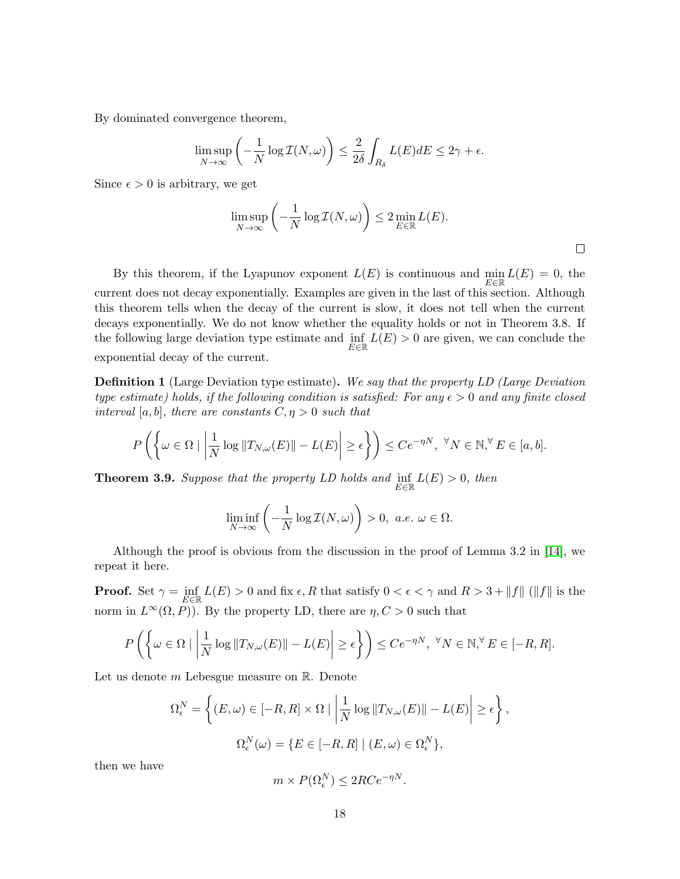By dominated convergence theorem,

$$\limsup_{N\to\infty}\left(-\frac{1}{N}\log\mathcal{I}(N,\omega)\right)\le\frac{2}{2\delta}\int_{R_\delta}L(E)dE\le 2\gamma+\epsilon.$$

Since $\epsilon>0$ is arbitrary, we get

$$\limsup_{N\to\infty}\left(-\frac{1}{N}\log\mathcal{I}(N,\omega)\right)\le 2\min_{E\in\mathbb{R}}L(E).$$

$\square$

By this theorem, if the Lyapunov exponent $L(E)$ is continuous and $\min_{E\in\mathbb{R}}L(E)=0$, the current does not decay exponentially. Examples are given in the last of this section. Although this theorem tells when the decay of the current is slow, it does not tell when the current decays exponentially. We do not know whether the equality holds or not in Theorem 3.8. If the following large deviation type estimate and $\inf_{E\in\mathbb{R}}L(E)>0$ are given, we can conclude the exponential decay of the current.

**Definition 1** (Large Deviation type estimate)**.** *We say that the property LD (Large Deviation type estimate) holds, if the following condition is satisfied: For any $\epsilon>0$ and any finite closed interval $[a,b]$, there are constants $C,\eta>0$ such that*

$$P\left(\left\{\omega\in\Omega\mid\left|\frac{1}{N}\log\|T_{N,\omega}(E)\|-L(E)\right|\ge\epsilon\right\}\right)\le Ce^{-\eta N},\ {}^{\forall}N\in\mathbb{N},{}^{\forall}E\in[a,b].$$

**Theorem 3.9.** *Suppose that the property LD holds and $\inf_{E\in\mathbb{R}}L(E)>0$, then*

$$\liminf_{N\to\infty}\left(-\frac{1}{N}\log\mathcal{I}(N,\omega)\right)>0,\ a.e.\ \omega\in\Omega.$$

Although the proof is obvious from the discussion in the proof of Lemma 3.2 in [14], we repeat it here.

**Proof.** Set $\gamma=\inf_{E\in\mathbb{R}}L(E)>0$ and fix $\epsilon,R$ that satisfy $0<\epsilon<\gamma$ and $R>3+\|f\|$ ($\|f\|$ is the norm in $L^\infty(\Omega,P)$). By the property LD, there are $\eta,C>0$ such that

$$P\left(\left\{\omega\in\Omega\mid\left|\frac{1}{N}\log\|T_{N,\omega}(E)\|-L(E)\right|\ge\epsilon\right\}\right)\le Ce^{-\eta N},\ {}^{\forall}N\in\mathbb{N},{}^{\forall}E\in[-R,R].$$

Let us denote $m$ Lebesgue measure on $\mathbb{R}$. Denote

$$\Omega_\epsilon^N=\left\{(E,\omega)\in[-R,R]\times\Omega\mid\left|\frac{1}{N}\log\|T_{N,\omega}(E)\|-L(E)\right|\ge\epsilon\right\},$$

$$\Omega_\epsilon^N(\omega)=\{E\in[-R,R]\mid(E,\omega)\in\Omega_\epsilon^N\},$$

then we have

$$m\times P(\Omega_\epsilon^N)\le 2RCe^{-\eta N}.$$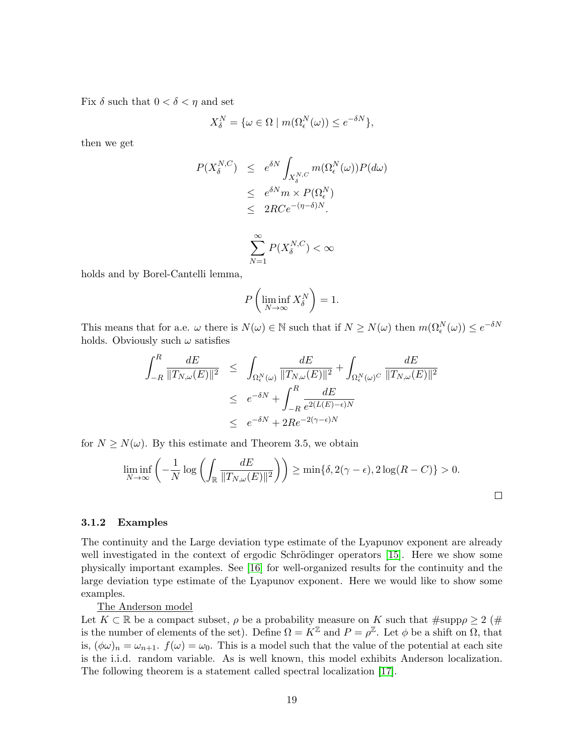Fix $\delta$ such that $0 < \delta < \eta$ and set

$$X_\delta^N = \{\omega \in \Omega \mid m(\Omega_\epsilon^N(\omega)) \leq e^{-\delta N}\},$$

then we get

$$\begin{aligned} P(X_\delta^{N,C}) &\leq e^{\delta N} \int_{X_\delta^{N,C}} m(\Omega_\epsilon^N(\omega)) P(d\omega) \\ &\leq e^{\delta N} m \times P(\Omega_\epsilon^N) \\ &\leq 2RCe^{-(\eta-\delta)N}. \end{aligned}$$

$$\sum_{N=1}^{\infty} P(X_\delta^{N,C}) < \infty$$

holds and by Borel-Cantelli lemma,

$$P\left(\liminf_{N\to\infty} X_\delta^N\right) = 1.$$

This means that for a.e. $\omega$ there is $N(\omega) \in \mathbb{N}$ such that if $N \geq N(\omega)$ then $m(\Omega_\epsilon^N(\omega)) \leq e^{-\delta N}$ holds. Obviously such $\omega$ satisfies

$$\begin{aligned} \int_{-R}^{R} \frac{dE}{\|T_{N,\omega}(E)\|^2} &\leq \int_{\Omega_\epsilon^N(\omega)} \frac{dE}{\|T_{N,\omega}(E)\|^2} + \int_{\Omega_\epsilon^N(\omega)^C} \frac{dE}{\|T_{N,\omega}(E)\|^2} \\ &\leq e^{-\delta N} + \int_{-R}^{R} \frac{dE}{e^{2(L(E)-\epsilon)N}} \\ &\leq e^{-\delta N} + 2Re^{-2(\gamma-\epsilon)N} \end{aligned}$$

for $N \geq N(\omega)$. By this estimate and Theorem 3.5, we obtain

$$\liminf_{N\to\infty}\left(-\frac{1}{N}\log\left(\int_{\mathbb{R}} \frac{dE}{\|T_{N,\omega}(E)\|^2}\right)\right) \geq \min\{\delta, 2(\gamma-\epsilon), 2\log(R-C)\} > 0.$$

□

### 3.1.2 Examples

The continuity and the Large deviation type estimate of the Lyapunov exponent are already well investigated in the context of ergodic Schrödinger operators [15]. Here we show some physically important examples. See [16] for well-organized results for the continuity and the large deviation type estimate of the Lyapunov exponent. Here we would like to show some examples.

The Anderson model

Let $K \subset \mathbb{R}$ be a compact subset, $\rho$ be a probability measure on $K$ such that $\#\mathrm{supp}\rho \geq 2$ ($\#$ is the number of elements of the set). Define $\Omega = K^{\mathbb{Z}}$ and $P = \rho^{\mathbb{Z}}$. Let $\phi$ be a shift on $\Omega$, that is, $(\phi\omega)_n = \omega_{n+1}$. $f(\omega) = \omega_0$. This is a model such that the value of the potential at each site is the i.i.d. random variable. As is well known, this model exhibits Anderson localization. The following theorem is a statement called spectral localization [17].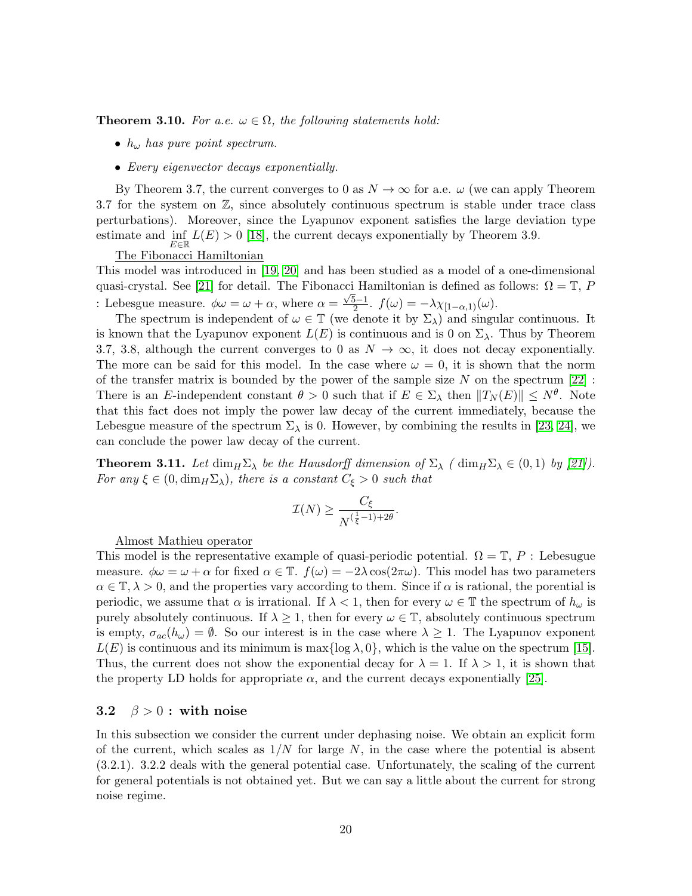**Theorem 3.10.** *For a.e. $\omega \in \Omega$, the following statements hold:*

- *$h_\omega$ has pure point spectrum.*
- *Every eigenvector decays exponentially.*

By Theorem 3.7, the current converges to 0 as $N \to \infty$ for a.e. $\omega$ (we can apply Theorem 3.7 for the system on $\mathbb{Z}$, since absolutely continuous spectrum is stable under trace class perturbations). Moreover, since the Lyapunov exponent satisfies the large deviation type estimate and $\inf_{E \in \mathbb{R}} L(E) > 0$ [18], the current decays exponentially by Theorem 3.9.

The Fibonacci Hamiltonian

This model was introduced in [19, 20] and has been studied as a model of a one-dimensional quasi-crystal. See [21] for detail. The Fibonacci Hamiltonian is defined as follows: $\Omega = \mathbb{T}$, $P$ : Lebesgue measure. $\phi\omega = \omega + \alpha$, where $\alpha = \frac{\sqrt{5}-1}{2}$. $f(\omega) = -\lambda \chi_{[1-\alpha,1)}(\omega)$.

The spectrum is independent of $\omega \in \mathbb{T}$ (we denote it by $\Sigma_\lambda$) and singular continuous. It is known that the Lyapunov exponent $L(E)$ is continuous and is 0 on $\Sigma_\lambda$. Thus by Theorem 3.7, 3.8, although the current converges to 0 as $N \to \infty$, it does not decay exponentially. The more can be said for this model. In the case where $\omega = 0$, it is shown that the norm of the transfer matrix is bounded by the power of the sample size $N$ on the spectrum [22] : There is an $E$-independent constant $\theta > 0$ such that if $E \in \Sigma_\lambda$ then $\|T_N(E)\| \leq N^\theta$. Note that this fact does not imply the power law decay of the current immediately, because the Lebesgue measure of the spectrum $\Sigma_\lambda$ is 0. However, by combining the results in [23, 24], we can conclude the power law decay of the current.

**Theorem 3.11.** *Let $\dim_H \Sigma_\lambda$ be the Hausdorff dimension of $\Sigma_\lambda$ ( $\dim_H \Sigma_\lambda \in (0,1)$ by [21]). For any $\xi \in (0, \dim_H \Sigma_\lambda)$, there is a constant $C_\xi > 0$ such that*

$$\mathcal{I}(N) \geq \frac{C_\xi}{N^{(\frac{1}{\xi}-1)+2\theta}}.$$

Almost Mathieu operator

This model is the representative example of quasi-periodic potential. $\Omega = \mathbb{T}$, $P$ : Lebesugue measure. $\phi\omega = \omega + \alpha$ for fixed $\alpha \in \mathbb{T}$. $f(\omega) = -2\lambda \cos(2\pi\omega)$. This model has two parameters $\alpha \in \mathbb{T}, \lambda > 0$, and the properties vary according to them. Since if $\alpha$ is rational, the porential is periodic, we assume that $\alpha$ is irrational. If $\lambda < 1$, then for every $\omega \in \mathbb{T}$ the spectrum of $h_\omega$ is purely absolutely continuous. If $\lambda \geq 1$, then for every $\omega \in \mathbb{T}$, absolutely continuous spectrum is empty, $\sigma_{ac}(h_\omega) = \emptyset$. So our interest is in the case where $\lambda \geq 1$. The Lyapunov exponent $L(E)$ is continuous and its minimum is $\max\{\log \lambda, 0\}$, which is the value on the spectrum [15]. Thus, the current does not show the exponential decay for $\lambda = 1$. If $\lambda > 1$, it is shown that the property LD holds for appropriate $\alpha$, and the current decays exponentially [25].

### 3.2 $\beta > 0$ : with noise

In this subsection we consider the current under dephasing noise. We obtain an explicit form of the current, which scales as $1/N$ for large $N$, in the case where the potential is absent (3.2.1). 3.2.2 deals with the general potential case. Unfortunately, the scaling of the current for general potentials is not obtained yet. But we can say a little about the current for strong noise regime.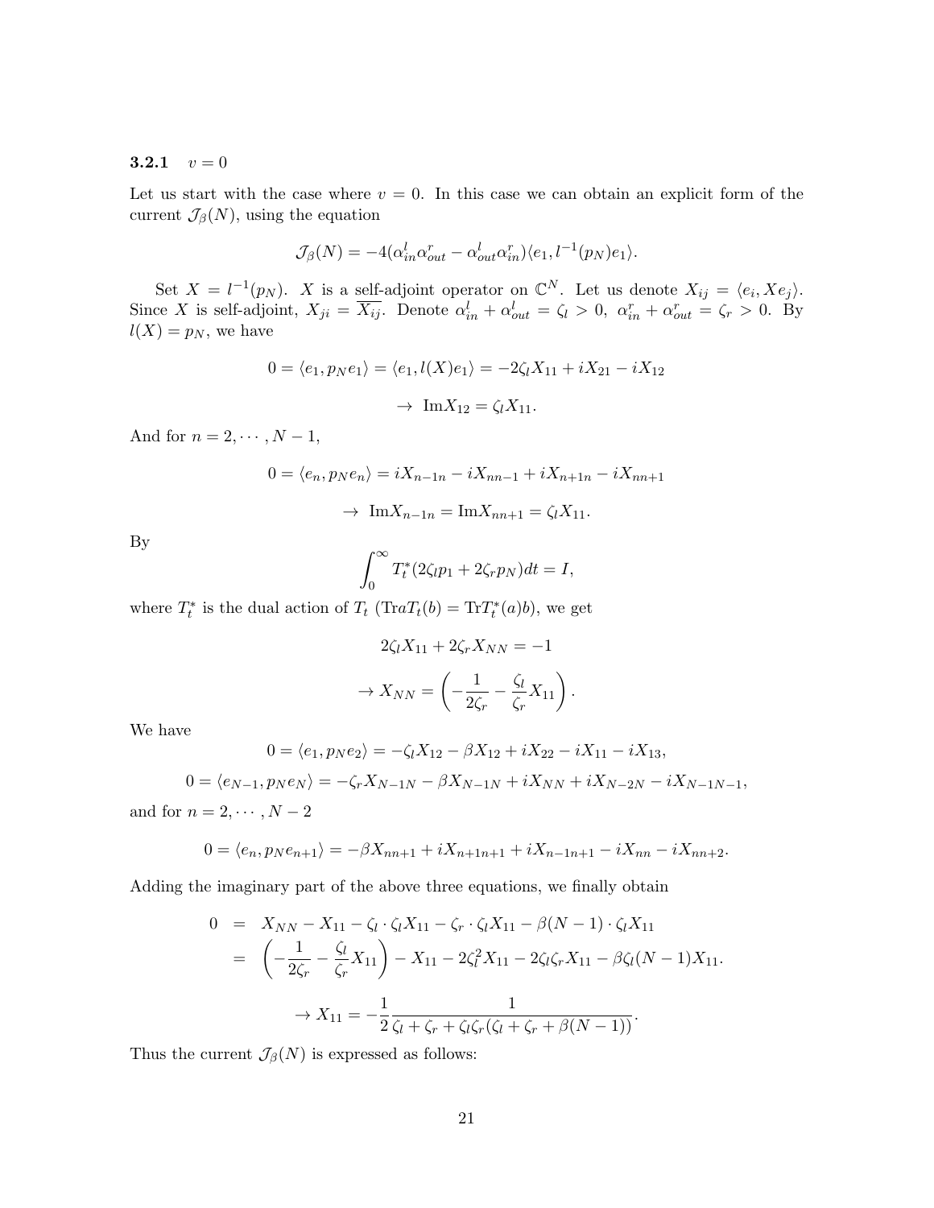### 3.2.1 $v = 0$

Let us start with the case where $v = 0$. In this case we can obtain an explicit form of the current $\mathcal{J}_\beta(N)$, using the equation

$$\mathcal{J}_\beta(N) = -4(\alpha_{in}^l \alpha_{out}^r - \alpha_{out}^l \alpha_{in}^r)\langle e_1, l^{-1}(p_N)e_1\rangle.$$

Set $X = l^{-1}(p_N)$. $X$ is a self-adjoint operator on $\mathbb{C}^N$. Let us denote $X_{ij} = \langle e_i, X e_j\rangle$. Since $X$ is self-adjoint, $X_{ji} = \overline{X_{ij}}$. Denote $\alpha_{in}^l + \alpha_{out}^l = \zeta_l > 0$, $\alpha_{in}^r + \alpha_{out}^r = \zeta_r > 0$. By $l(X) = p_N$, we have

$$0 = \langle e_1, p_N e_1\rangle = \langle e_1, l(X)e_1\rangle = -2\zeta_l X_{11} + iX_{21} - iX_{12}$$

$$\rightarrow \ \mathrm{Im}X_{12} = \zeta_l X_{11}.$$

And for $n = 2, \cdots, N-1$,

$$0 = \langle e_n, p_N e_n\rangle = iX_{n-1n} - iX_{nn-1} + iX_{n+1n} - iX_{nn+1}$$

$$\rightarrow \ \mathrm{Im}X_{n-1n} = \mathrm{Im}X_{nn+1} = \zeta_l X_{11}.$$

By

$$\int_0^\infty T_t^*(2\zeta_l p_1 + 2\zeta_r p_N)dt = I,$$

where $T_t^*$ is the dual action of $T_t$ ($\mathrm{Tr}aT_t(b) = \mathrm{Tr}T_t^*(a)b$), we get

$$2\zeta_l X_{11} + 2\zeta_r X_{NN} = -1$$

$$\rightarrow X_{NN} = \left(-\frac{1}{2\zeta_r} - \frac{\zeta_l}{\zeta_r}X_{11}\right).$$

We have

$$0 = \langle e_1, p_N e_2\rangle = -\zeta_l X_{12} - \beta X_{12} + iX_{22} - iX_{11} - iX_{13},$$

$$0 = \langle e_{N-1}, p_N e_N\rangle = -\zeta_r X_{N-1N} - \beta X_{N-1N} + iX_{NN} + iX_{N-2N} - iX_{N-1N-1},$$

and for $n = 2, \cdots, N-2$

$$0 = \langle e_n, p_N e_{n+1}\rangle = -\beta X_{nn+1} + iX_{n+1n+1} + iX_{n-1n+1} - iX_{nn} - iX_{nn+2}.$$

Adding the imaginary part of the above three equations, we finally obtain

$$\begin{aligned} 0 &= X_{NN} - X_{11} - \zeta_l \cdot \zeta_l X_{11} - \zeta_r \cdot \zeta_l X_{11} - \beta(N-1)\cdot \zeta_l X_{11} \\ &= \left(-\frac{1}{2\zeta_r} - \frac{\zeta_l}{\zeta_r}X_{11}\right) - X_{11} - 2\zeta_l^2 X_{11} - 2\zeta_l\zeta_r X_{11} - \beta\zeta_l(N-1)X_{11}. \end{aligned}$$

$$\rightarrow X_{11} = -\frac{1}{2}\frac{1}{\zeta_l + \zeta_r + \zeta_l\zeta_r(\zeta_l + \zeta_r + \beta(N-1))}.$$

Thus the current $\mathcal{J}_\beta(N)$ is expressed as follows: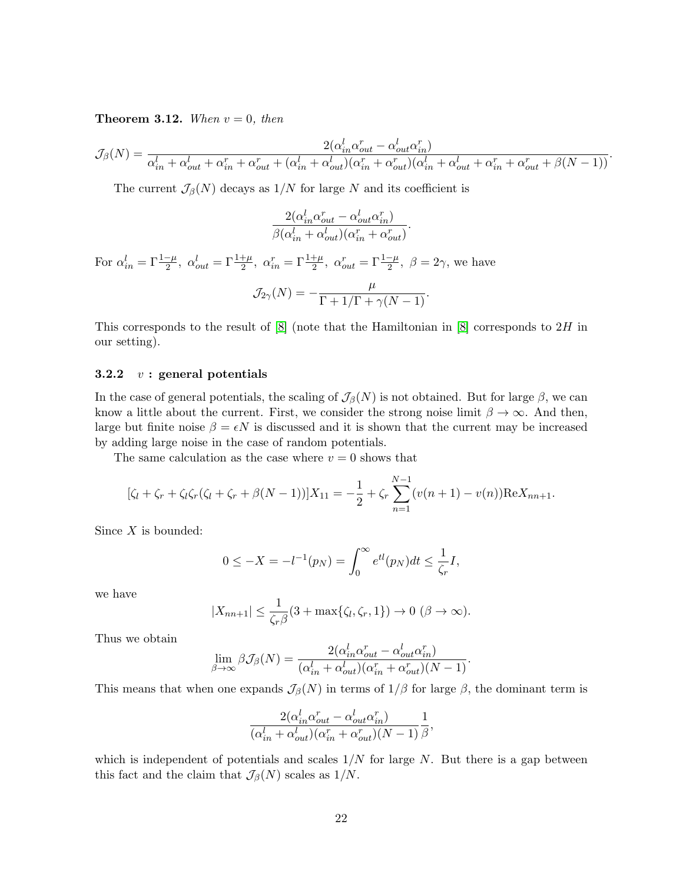**Theorem 3.12.** *When $v = 0$, then*

$$\mathcal{J}_\beta(N) = \frac{2(\alpha_{in}^l \alpha_{out}^r - \alpha_{out}^l \alpha_{in}^r)}{\alpha_{in}^l + \alpha_{out}^l + \alpha_{in}^r + \alpha_{out}^r + (\alpha_{in}^l + \alpha_{out}^l)(\alpha_{in}^r + \alpha_{out}^r)(\alpha_{in}^l + \alpha_{out}^l + \alpha_{in}^r + \alpha_{out}^r + \beta(N-1))}.$$

The current $\mathcal{J}_\beta(N)$ decays as $1/N$ for large $N$ and its coefficient is

$$\frac{2(\alpha_{in}^l \alpha_{out}^r - \alpha_{out}^l \alpha_{in}^r)}{\beta(\alpha_{in}^l + \alpha_{out}^l)(\alpha_{in}^r + \alpha_{out}^r)}.$$

For $\alpha_{in}^l = \Gamma\frac{1-\mu}{2},\ \alpha_{out}^l = \Gamma\frac{1+\mu}{2},\ \alpha_{in}^r = \Gamma\frac{1+\mu}{2},\ \alpha_{out}^r = \Gamma\frac{1-\mu}{2},\ \beta = 2\gamma$, we have

$$\mathcal{J}_{2\gamma}(N) = -\frac{\mu}{\Gamma + 1/\Gamma + \gamma(N-1)}.$$

This corresponds to the result of [8] (note that the Hamiltonian in [8] corresponds to $2H$ in our setting).

### 3.2.2 $v$ : general potentials

In the case of general potentials, the scaling of $\mathcal{J}_\beta(N)$ is not obtained. But for large $\beta$, we can know a little about the current. First, we consider the strong noise limit $\beta \to \infty$. And then, large but finite noise $\beta = \epsilon N$ is discussed and it is shown that the current may be increased by adding large noise in the case of random potentials.

The same calculation as the case where $v = 0$ shows that

$$[\zeta_l + \zeta_r + \zeta_l\zeta_r(\zeta_l + \zeta_r + \beta(N-1))]X_{11} = -\frac{1}{2} + \zeta_r \sum_{n=1}^{N-1}(v(n+1) - v(n))\mathrm{Re}X_{nn+1}.$$

Since $X$ is bounded:

$$0 \le -X = -l^{-1}(p_N) = \int_0^\infty e^{tl}(p_N)dt \le \frac{1}{\zeta_r}I,$$

we have

$$|X_{nn+1}| \le \frac{1}{\zeta_r\beta}(3 + \max\{\zeta_l, \zeta_r, 1\}) \to 0\ (\beta \to \infty).$$

Thus we obtain

$$\lim_{\beta\to\infty} \beta\mathcal{J}_\beta(N) = \frac{2(\alpha_{in}^l \alpha_{out}^r - \alpha_{out}^l \alpha_{in}^r)}{(\alpha_{in}^l + \alpha_{out}^l)(\alpha_{in}^r + \alpha_{out}^r)(N-1)}.$$

This means that when one expands $\mathcal{J}_\beta(N)$ in terms of $1/\beta$ for large $\beta$, the dominant term is

$$\frac{2(\alpha_{in}^l \alpha_{out}^r - \alpha_{out}^l \alpha_{in}^r)}{(\alpha_{in}^l + \alpha_{out}^l)(\alpha_{in}^r + \alpha_{out}^r)(N-1)}\frac{1}{\beta},$$

which is independent of potentials and scales $1/N$ for large $N$. But there is a gap between this fact and the claim that $\mathcal{J}_\beta(N)$ scales as $1/N$.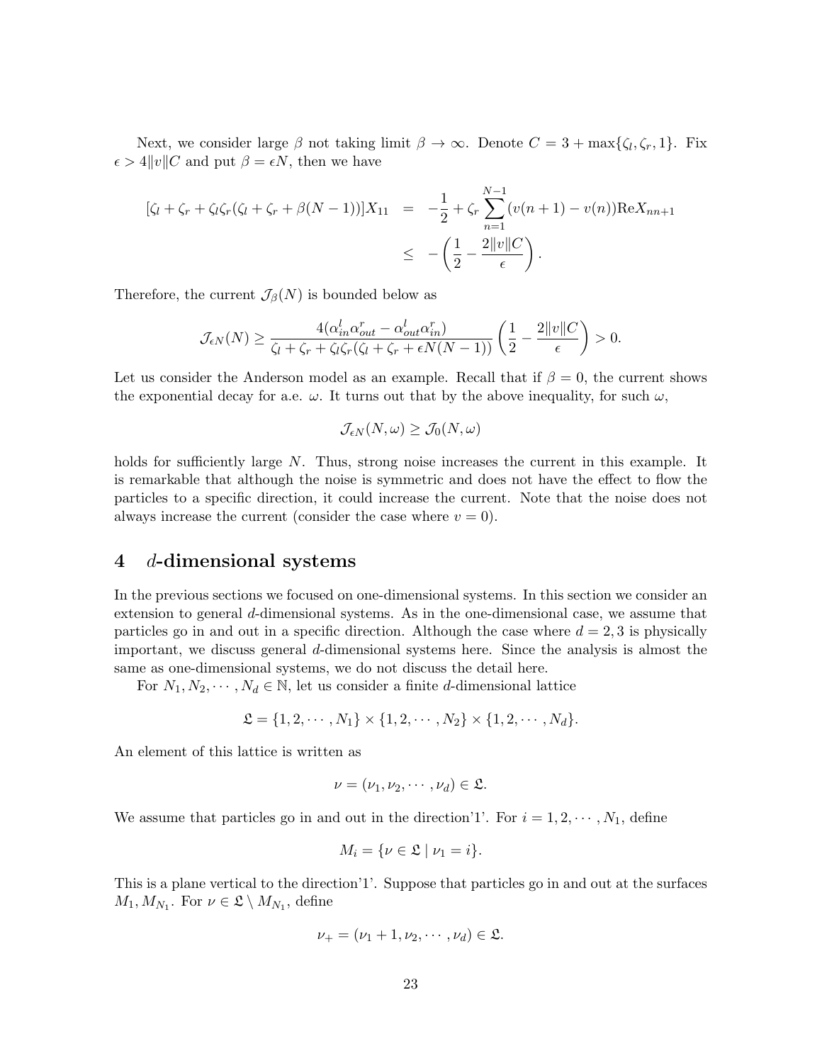Next, we consider large $\beta$ not taking limit $\beta \to \infty$. Denote $C = 3 + \max\{\zeta_l, \zeta_r, 1\}$. Fix $\epsilon > 4\|v\|C$ and put $\beta = \epsilon N$, then we have

$$
\begin{aligned}
[\zeta_l + \zeta_r + \zeta_l\zeta_r(\zeta_l + \zeta_r + \beta(N-1))]X_{11} &= -\frac{1}{2} + \zeta_r \sum_{n=1}^{N-1} (v(n+1) - v(n)) \mathrm{Re} X_{nn+1} \\
&\leq -\left(\frac{1}{2} - \frac{2\|v\|C}{\epsilon}\right).
\end{aligned}
$$

Therefore, the current $\mathcal{J}_\beta(N)$ is bounded below as

$$
\mathcal{J}_{\epsilon N}(N) \geq \frac{4(\alpha_{in}^l \alpha_{out}^r - \alpha_{out}^l \alpha_{in}^r)}{\zeta_l + \zeta_r + \zeta_l\zeta_r(\zeta_l + \zeta_r + \epsilon N(N-1))} \left(\frac{1}{2} - \frac{2\|v\|C}{\epsilon}\right) > 0.
$$

Let us consider the Anderson model as an example. Recall that if $\beta = 0$, the current shows the exponential decay for a.e. $\omega$. It turns out that by the above inequality, for such $\omega$,

$$
\mathcal{J}_{\epsilon N}(N, \omega) \geq \mathcal{J}_0(N, \omega)
$$

holds for sufficiently large $N$. Thus, strong noise increases the current in this example. It is remarkable that although the noise is symmetric and does not have the effect to flow the particles to a specific direction, it could increase the current. Note that the noise does not always increase the current (consider the case where $v = 0$).

## 4 $d$-dimensional systems

In the previous sections we focused on one-dimensional systems. In this section we consider an extension to general $d$-dimensional systems. As in the one-dimensional case, we assume that particles go in and out in a specific direction. Although the case where $d = 2, 3$ is physically important, we discuss general $d$-dimensional systems here. Since the analysis is almost the same as one-dimensional systems, we do not discuss the detail here.

For $N_1, N_2, \cdots, N_d \in \mathbb{N}$, let us consider a finite $d$-dimensional lattice

$$
\mathfrak{L} = \{1, 2, \cdots, N_1\} \times \{1, 2, \cdots, N_2\} \times \{1, 2, \cdots, N_d\}.
$$

An element of this lattice is written as

$$
\nu = (\nu_1, \nu_2, \cdots, \nu_d) \in \mathfrak{L}.
$$

We assume that particles go in and out in the direction'1'. For $i = 1, 2, \cdots, N_1$, define

$$
M_i = \{\nu \in \mathfrak{L} \mid \nu_1 = i\}.
$$

This is a plane vertical to the direction'1'. Suppose that particles go in and out at the surfaces $M_1, M_{N_1}$. For $\nu \in \mathfrak{L} \setminus M_{N_1}$, define

$$
\nu_+ = (\nu_1 + 1, \nu_2, \cdots, \nu_d) \in \mathfrak{L}.
$$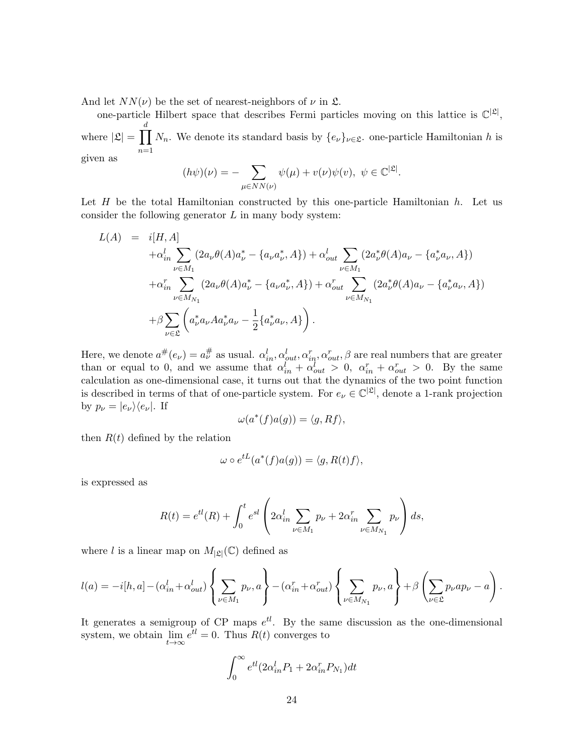And let $NN(\nu)$ be the set of nearest-neighbors of $\nu$ in $\mathfrak{L}$.

one-particle Hilbert space that describes Fermi particles moving on this lattice is $\mathbb{C}^{|\mathfrak{L}|}$, where $|\mathfrak{L}| = \prod_{n=1}^{d} N_n$. We denote its standard basis by $\{e_\nu\}_{\nu\in\mathfrak{L}}$. one-particle Hamiltonian $h$ is given as

$$(h\psi)(\nu) = -\sum_{\mu\in NN(\nu)} \psi(\mu) + v(\nu)\psi(v),\ \psi \in \mathbb{C}^{|\mathfrak{L}|}.$$

Let $H$ be the total Hamiltonian constructed by this one-particle Hamiltonian $h$. Let us consider the following generator $L$ in many body system:

$$\begin{aligned}
L(A) &= i[H, A] \\
&\quad + \alpha_{in}^{l} \sum_{\nu\in M_1} (2a_\nu \theta(A) a_\nu^* - \{a_\nu a_\nu^*, A\}) + \alpha_{out}^{l} \sum_{\nu\in M_1} (2a_\nu^* \theta(A) a_\nu - \{a_\nu^* a_\nu, A\}) \\
&\quad + \alpha_{in}^{r} \sum_{\nu\in M_{N_1}} (2a_\nu \theta(A) a_\nu^* - \{a_\nu a_\nu^*, A\}) + \alpha_{out}^{r} \sum_{\nu\in M_{N_1}} (2a_\nu^* \theta(A) a_\nu - \{a_\nu^* a_\nu, A\}) \\
&\quad + \beta \sum_{\nu\in\mathfrak{L}} \left( a_\nu^* a_\nu A a_\nu^* a_\nu - \frac{1}{2}\{a_\nu^* a_\nu, A\} \right).
\end{aligned}$$

Here, we denote $a^{\#}(e_\nu) = a_\nu^{\#}$ as usual. $\alpha_{in}^{l}, \alpha_{out}^{l}, \alpha_{in}^{r}, \alpha_{out}^{r}, \beta$ are real numbers that are greater than or equal to 0, and we assume that $\alpha_{in}^{l} + \alpha_{out}^{l} > 0,\ \alpha_{in}^{r} + \alpha_{out}^{r} > 0$. By the same calculation as one-dimensional case, it turns out that the dynamics of the two point function is described in terms of that of one-particle system. For $e_\nu \in \mathbb{C}^{|\mathfrak{L}|}$, denote a 1-rank projection by $p_\nu = |e_\nu\rangle\langle e_\nu|$. If

$$\omega(a^*(f)a(g)) = \langle g, Rf\rangle,$$

then $R(t)$ defined by the relation

$$\omega \circ e^{tL}(a^*(f)a(g)) = \langle g, R(t)f\rangle,$$

is expressed as

$$R(t) = e^{tl}(R) + \int_0^t e^{sl} \left( 2\alpha_{in}^{l} \sum_{\nu\in M_1} p_\nu + 2\alpha_{in}^{r} \sum_{\nu\in M_{N_1}} p_\nu \right) ds,$$

where $l$ is a linear map on $M_{|\mathfrak{L}|}(\mathbb{C})$ defined as

$$l(a) = -i[h, a] - (\alpha_{in}^{l} + \alpha_{out}^{l}) \left\{ \sum_{\nu\in M_1} p_\nu, a \right\} - (\alpha_{in}^{r} + \alpha_{out}^{r}) \left\{ \sum_{\nu\in M_{N_1}} p_\nu, a \right\} + \beta \left( \sum_{\nu\in\mathfrak{L}} p_\nu a p_\nu - a \right).$$

It generates a semigroup of CP maps $e^{tl}$. By the same discussion as the one-dimensional system, we obtain $\lim_{t\to\infty} e^{tl} = 0$. Thus $R(t)$ converges to

$$\int_0^\infty e^{tl}(2\alpha_{in}^{l} P_1 + 2\alpha_{in}^{r} P_{N_1}) dt$$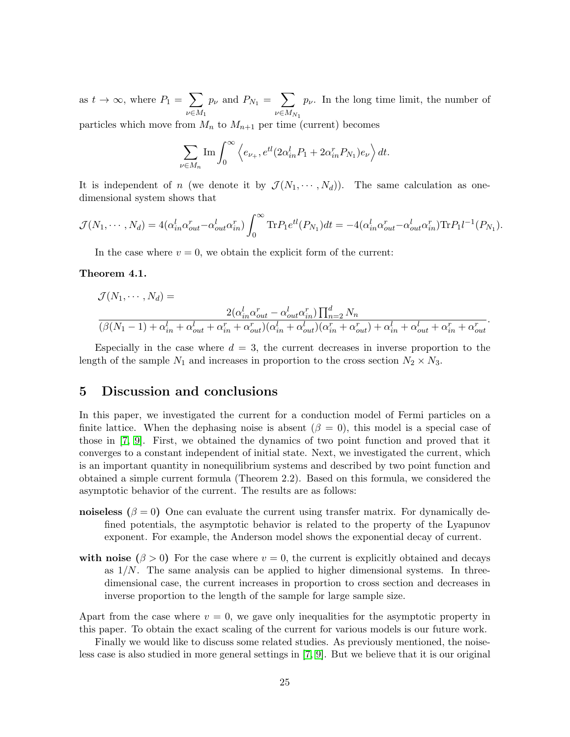as $t \to \infty$, where $P_1 = \sum_{\nu \in M_1} p_\nu$ and $P_{N_1} = \sum_{\nu \in M_{N_1}} p_\nu$. In the long time limit, the number of particles which move from $M_n$ to $M_{n+1}$ per time (current) becomes

$$\sum_{\nu \in M_n} \mathrm{Im} \int_0^\infty \left\langle e_{\nu_+}, e^{tl}(2\alpha_{in}^l P_1 + 2\alpha_{in}^r P_{N_1}) e_\nu \right\rangle dt.$$

It is independent of $n$ (we denote it by $\mathcal{J}(N_1, \cdots, N_d)$). The same calculation as one-dimensional system shows that

$$\mathcal{J}(N_1, \cdots, N_d) = 4(\alpha_{in}^l \alpha_{out}^r - \alpha_{out}^l \alpha_{in}^r) \int_0^\infty \mathrm{Tr} P_1 e^{tl}(P_{N_1}) dt = -4(\alpha_{in}^l \alpha_{out}^r - \alpha_{out}^l \alpha_{in}^r) \mathrm{Tr} P_1 l^{-1}(P_{N_1}).$$

In the case where $v = 0$, we obtain the explicit form of the current:

**Theorem 4.1.**

$$\mathcal{J}(N_1, \cdots, N_d) = \frac{2(\alpha_{in}^l \alpha_{out}^r - \alpha_{out}^l \alpha_{in}^r) \prod_{n=2}^d N_n}{(\beta(N_1 - 1) + \alpha_{in}^l + \alpha_{out}^l + \alpha_{in}^r + \alpha_{out}^r)(\alpha_{in}^l + \alpha_{out}^l)(\alpha_{in}^r + \alpha_{out}^r) + \alpha_{in}^l + \alpha_{out}^l + \alpha_{in}^r + \alpha_{out}^r}.$$

Especially in the case where $d = 3$, the current decreases in inverse proportion to the length of the sample $N_1$ and increases in proportion to the cross section $N_2 \times N_3$.

## 5 Discussion and conclusions

In this paper, we investigated the current for a conduction model of Fermi particles on a finite lattice. When the dephasing noise is absent ($\beta = 0$), this model is a special case of those in [7, 9]. First, we obtained the dynamics of two point function and proved that it converges to a constant independent of initial state. Next, we investigated the current, which is an important quantity in nonequilibrium systems and described by two point function and obtained a simple current formula (Theorem 2.2). Based on this formula, we considered the asymptotic behavior of the current. The results are as follows:

**noiseless ($\beta = 0$)** One can evaluate the current using transfer matrix. For dynamically defined potentials, the asymptotic behavior is related to the property of the Lyapunov exponent. For example, the Anderson model shows the exponential decay of current.

**with noise ($\beta > 0$)** For the case where $v = 0$, the current is explicitly obtained and decays as $1/N$. The same analysis can be applied to higher dimensional systems. In three-dimensional case, the current increases in proportion to cross section and decreases in inverse proportion to the length of the sample for large sample size.

Apart from the case where $v = 0$, we gave only inequalities for the asymptotic property in this paper. To obtain the exact scaling of the current for various models is our future work.

Finally we would like to discuss some related studies. As previously mentioned, the noiseless case is also studied in more general settings in [7, 9]. But we believe that it is our original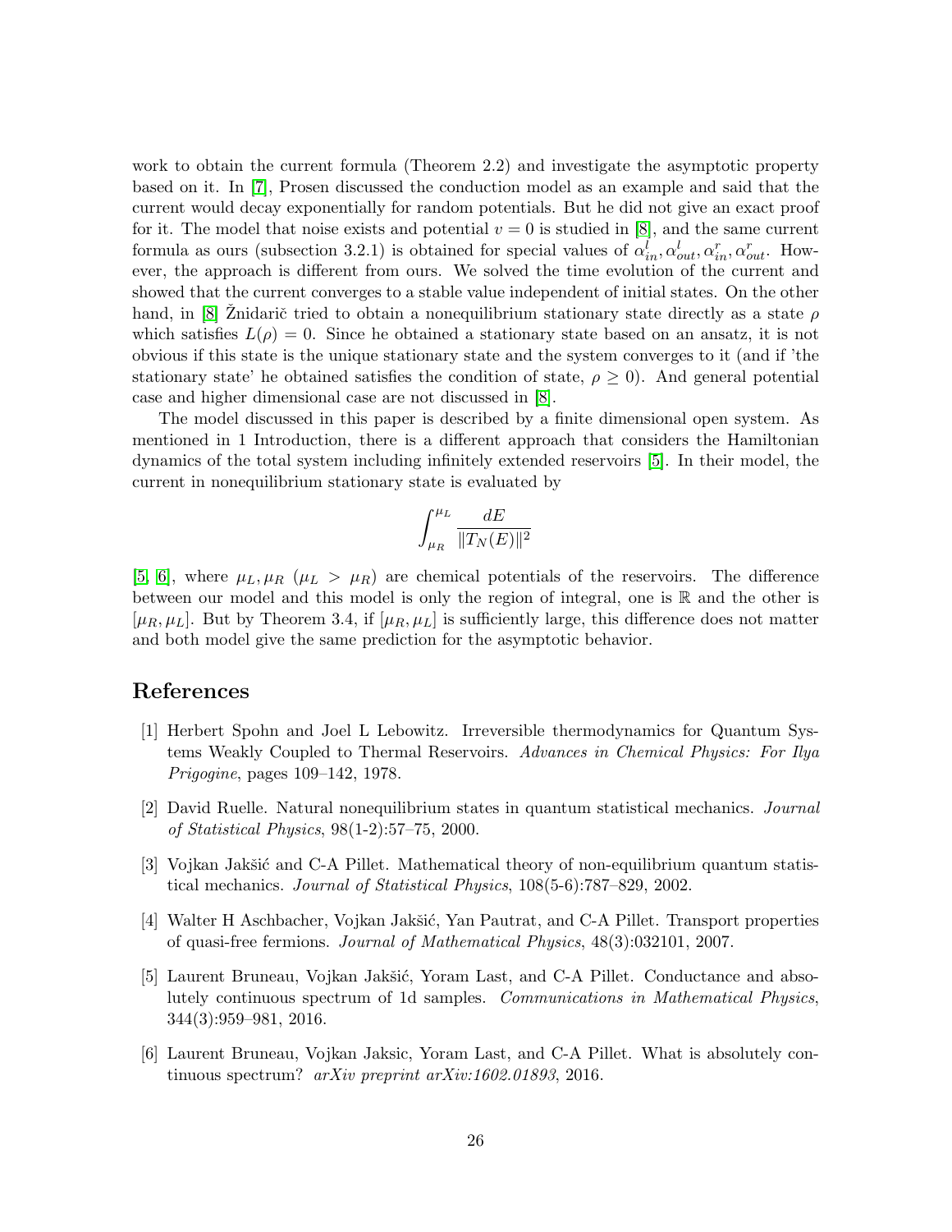work to obtain the current formula (Theorem 2.2) and investigate the asymptotic property based on it. In [7], Prosen discussed the conduction model as an example and said that the current would decay exponentially for random potentials. But he did not give an exact proof for it. The model that noise exists and potential $v = 0$ is studied in [8], and the same current formula as ours (subsection 3.2.1) is obtained for special values of $\alpha_{in}^{l}, \alpha_{out}^{l}, \alpha_{in}^{r}, \alpha_{out}^{r}$. However, the approach is different from ours. We solved the time evolution of the current and showed that the current converges to a stable value independent of initial states. On the other hand, in [8] Žnidarič tried to obtain a nonequilibrium stationary state directly as a state $\rho$ which satisfies $L(\rho) = 0$. Since he obtained a stationary state based on an ansatz, it is not obvious if this state is the unique stationary state and the system converges to it (and if 'the stationary state' he obtained satisfies the condition of state, $\rho \geq 0$). And general potential case and higher dimensional case are not discussed in [8].

The model discussed in this paper is described by a finite dimensional open system. As mentioned in 1 Introduction, there is a different approach that considers the Hamiltonian dynamics of the total system including infinitely extended reservoirs [5]. In their model, the current in nonequilibrium stationary state is evaluated by

$$\int_{\mu_R}^{\mu_L} \frac{dE}{\|T_N(E)\|^2}$$

[5, 6], where $\mu_L, \mu_R$ ($\mu_L > \mu_R$) are chemical potentials of the reservoirs. The difference between our model and this model is only the region of integral, one is $\mathbb{R}$ and the other is $[\mu_R, \mu_L]$. But by Theorem 3.4, if $[\mu_R, \mu_L]$ is sufficiently large, this difference does not matter and both model give the same prediction for the asymptotic behavior.

# References

[1] Herbert Spohn and Joel L Lebowitz. Irreversible thermodynamics for Quantum Systems Weakly Coupled to Thermal Reservoirs. *Advances in Chemical Physics: For Ilya Prigogine*, pages 109–142, 1978.

[2] David Ruelle. Natural nonequilibrium states in quantum statistical mechanics. *Journal of Statistical Physics*, 98(1-2):57–75, 2000.

[3] Vojkan Jakšić and C-A Pillet. Mathematical theory of non-equilibrium quantum statistical mechanics. *Journal of Statistical Physics*, 108(5-6):787–829, 2002.

[4] Walter H Aschbacher, Vojkan Jakšić, Yan Pautrat, and C-A Pillet. Transport properties of quasi-free fermions. *Journal of Mathematical Physics*, 48(3):032101, 2007.

[5] Laurent Bruneau, Vojkan Jakšić, Yoram Last, and C-A Pillet. Conductance and absolutely continuous spectrum of 1d samples. *Communications in Mathematical Physics*, 344(3):959–981, 2016.

[6] Laurent Bruneau, Vojkan Jaksic, Yoram Last, and C-A Pillet. What is absolutely continuous spectrum? *arXiv preprint arXiv:1602.01893*, 2016.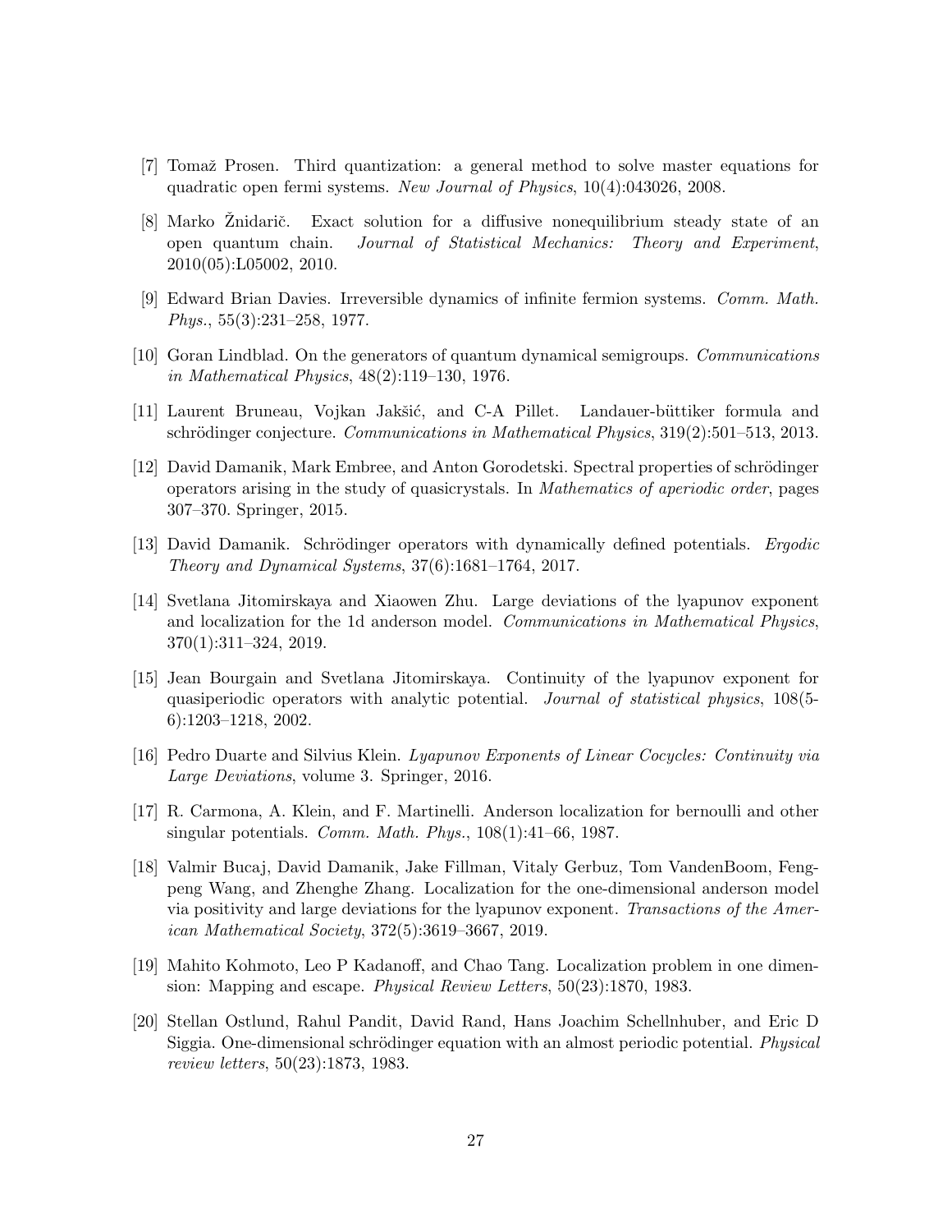[7] Tomaž Prosen. Third quantization: a general method to solve master equations for quadratic open fermi systems. *New Journal of Physics*, 10(4):043026, 2008.

[8] Marko Žnidarič. Exact solution for a diffusive nonequilibrium steady state of an open quantum chain. *Journal of Statistical Mechanics: Theory and Experiment*, 2010(05):L05002, 2010.

[9] Edward Brian Davies. Irreversible dynamics of infinite fermion systems. *Comm. Math. Phys.*, 55(3):231–258, 1977.

[10] Goran Lindblad. On the generators of quantum dynamical semigroups. *Communications in Mathematical Physics*, 48(2):119–130, 1976.

[11] Laurent Bruneau, Vojkan Jakšić, and C-A Pillet. Landauer-büttiker formula and schrödinger conjecture. *Communications in Mathematical Physics*, 319(2):501–513, 2013.

[12] David Damanik, Mark Embree, and Anton Gorodetski. Spectral properties of schrödinger operators arising in the study of quasicrystals. In *Mathematics of aperiodic order*, pages 307–370. Springer, 2015.

[13] David Damanik. Schrödinger operators with dynamically defined potentials. *Ergodic Theory and Dynamical Systems*, 37(6):1681–1764, 2017.

[14] Svetlana Jitomirskaya and Xiaowen Zhu. Large deviations of the lyapunov exponent and localization for the 1d anderson model. *Communications in Mathematical Physics*, 370(1):311–324, 2019.

[15] Jean Bourgain and Svetlana Jitomirskaya. Continuity of the lyapunov exponent for quasiperiodic operators with analytic potential. *Journal of statistical physics*, 108(5-6):1203–1218, 2002.

[16] Pedro Duarte and Silvius Klein. *Lyapunov Exponents of Linear Cocycles: Continuity via Large Deviations*, volume 3. Springer, 2016.

[17] R. Carmona, A. Klein, and F. Martinelli. Anderson localization for bernoulli and other singular potentials. *Comm. Math. Phys.*, 108(1):41–66, 1987.

[18] Valmir Bucaj, David Damanik, Jake Fillman, Vitaly Gerbuz, Tom VandenBoom, Fengpeng Wang, and Zhenghe Zhang. Localization for the one-dimensional anderson model via positivity and large deviations for the lyapunov exponent. *Transactions of the American Mathematical Society*, 372(5):3619–3667, 2019.

[19] Mahito Kohmoto, Leo P Kadanoff, and Chao Tang. Localization problem in one dimension: Mapping and escape. *Physical Review Letters*, 50(23):1870, 1983.

[20] Stellan Ostlund, Rahul Pandit, David Rand, Hans Joachim Schellnhuber, and Eric D Siggia. One-dimensional schrödinger equation with an almost periodic potential. *Physical review letters*, 50(23):1873, 1983.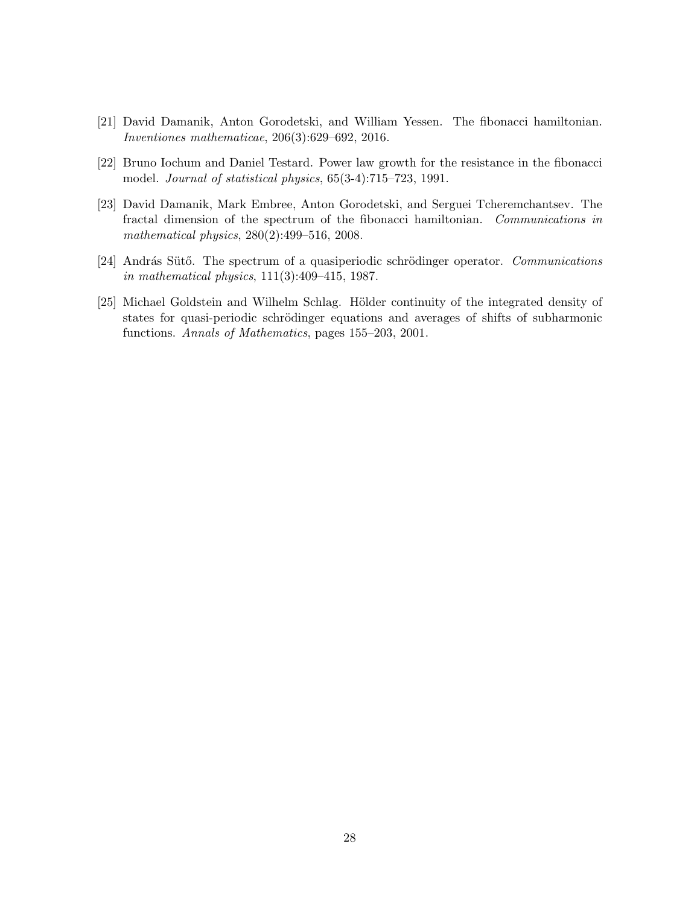[21] David Damanik, Anton Gorodetski, and William Yessen. The fibonacci hamiltonian. *Inventiones mathematicae*, 206(3):629–692, 2016.

[22] Bruno Iochum and Daniel Testard. Power law growth for the resistance in the fibonacci model. *Journal of statistical physics*, 65(3-4):715–723, 1991.

[23] David Damanik, Mark Embree, Anton Gorodetski, and Serguei Tcheremchantsev. The fractal dimension of the spectrum of the fibonacci hamiltonian. *Communications in mathematical physics*, 280(2):499–516, 2008.

[24] András Sütő. The spectrum of a quasiperiodic schrödinger operator. *Communications in mathematical physics*, 111(3):409–415, 1987.

[25] Michael Goldstein and Wilhelm Schlag. Hölder continuity of the integrated density of states for quasi-periodic schrödinger equations and averages of shifts of subharmonic functions. *Annals of Mathematics*, pages 155–203, 2001.